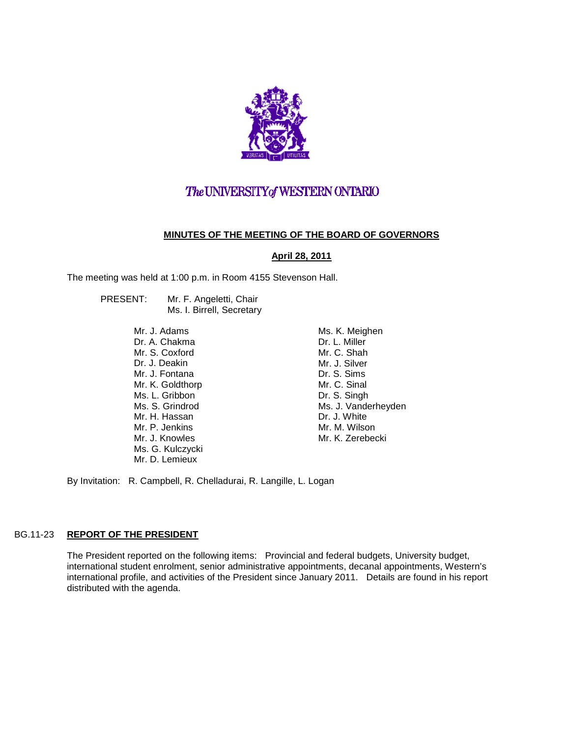*The* UNIVERSITY *of* WESTERN ONTARIO

**MINUTES OF THE MEETING OF THE BOARD OF GOVERNORS**

**April 28, 2011**

The meeting was held at 1:00 p.m. in Room 4155 Stevenson Hall.

PRESENT: Mr. F. Angeletti, Chair
Ms. I. Birrell, Secretary

Mr. J. Adams
Dr. A. Chakma
Mr. S. Coxford
Dr. J. Deakin
Mr. J. Fontana
Mr. K. Goldthorp
Ms. L. Gribbon
Ms. S. Grindrod
Mr. H. Hassan
Mr. P. Jenkins
Mr. J. Knowles
Ms. G. Kulczycki
Mr. D. Lemieux
Ms. K. Meighen
Dr. L. Miller
Mr. C. Shah
Mr. J. Silver
Dr. S. Sims
Mr. C. Sinal
Dr. S. Singh
Ms. J. Vanderheyden
Dr. J. White
Mr. M. Wilson
Mr. K. Zerebecki

By Invitation: R. Campbell, R. Chelladurai, R. Langille, L. Logan

BG.11-23 **REPORT OF THE PRESIDENT**

The President reported on the following items: Provincial and federal budgets, University budget, international student enrolment, senior administrative appointments, decanal appointments, Western's international profile, and activities of the President since January 2011. Details are found in his report distributed with the agenda.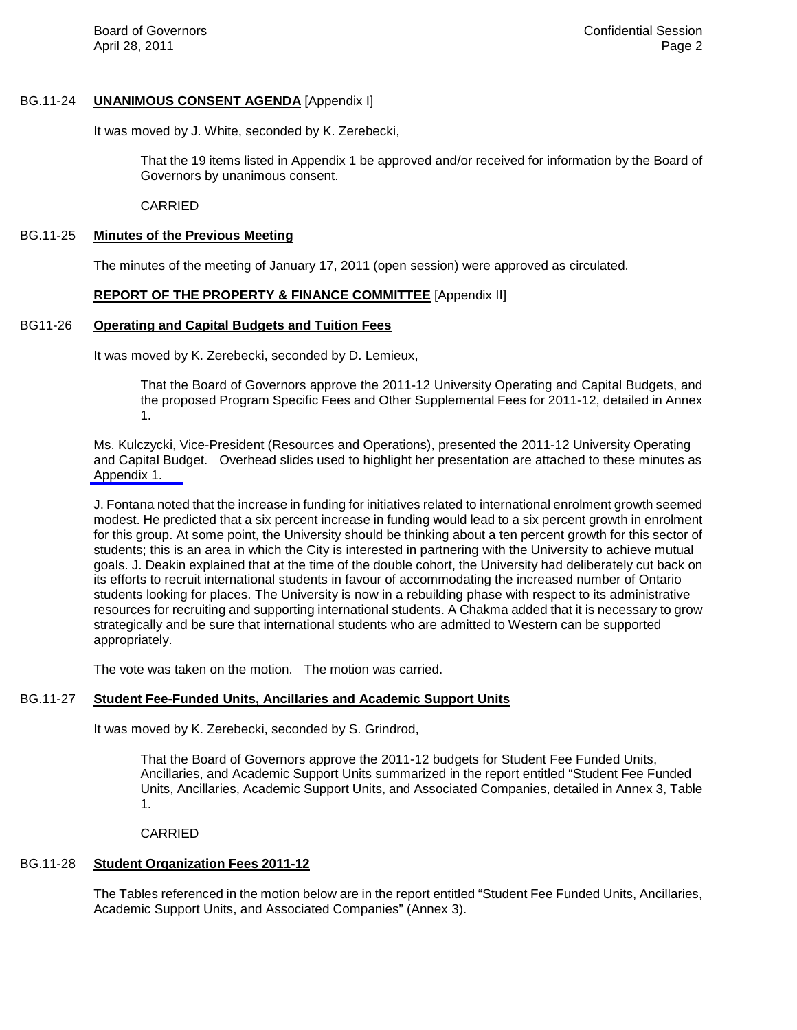**BG.11-24 UNANIMOUS CONSENT AGENDA** [Appendix I]

It was moved by J. White, seconded by K. Zerebecki,

> That the 19 items listed in Appendix 1 be approved and/or received for information by the Board of Governors by unanimous consent.
>
> CARRIED

**BG.11-25 Minutes of the Previous Meeting**

The minutes of the meeting of January 17, 2011 (open session) were approved as circulated.

**REPORT OF THE PROPERTY & FINANCE COMMITTEE** [Appendix II]

**BG11-26 Operating and Capital Budgets and Tuition Fees**

It was moved by K. Zerebecki, seconded by D. Lemieux,

> That the Board of Governors approve the 2011-12 University Operating and Capital Budgets, and the proposed Program Specific Fees and Other Supplemental Fees for 2011-12, detailed in Annex 1.

Ms. Kulczycki, Vice-President (Resources and Operations), presented the 2011-12 University Operating and Capital Budget. Overhead slides used to highlight her presentation are attached to these minutes as Appendix 1.

J. Fontana noted that the increase in funding for initiatives related to international enrolment growth seemed modest. He predicted that a six percent increase in funding would lead to a six percent growth in enrolment for this group. At some point, the University should be thinking about a ten percent growth for this sector of students; this is an area in which the City is interested in partnering with the University to achieve mutual goals. J. Deakin explained that at the time of the double cohort, the University had deliberately cut back on its efforts to recruit international students in favour of accommodating the increased number of Ontario students looking for places. The University is now in a rebuilding phase with respect to its administrative resources for recruiting and supporting international students. A Chakma added that it is necessary to grow strategically and be sure that international students who are admitted to Western can be supported appropriately.

The vote was taken on the motion. The motion was carried.

**BG.11-27 Student Fee-Funded Units, Ancillaries and Academic Support Units**

It was moved by K. Zerebecki, seconded by S. Grindrod,

> That the Board of Governors approve the 2011-12 budgets for Student Fee Funded Units, Ancillaries, and Academic Support Units summarized in the report entitled "Student Fee Funded Units, Ancillaries, Academic Support Units, and Associated Companies, detailed in Annex 3, Table 1.
>
> CARRIED

**BG.11-28 Student Organization Fees 2011-12**

The Tables referenced in the motion below are in the report entitled "Student Fee Funded Units, Ancillaries, Academic Support Units, and Associated Companies" (Annex 3).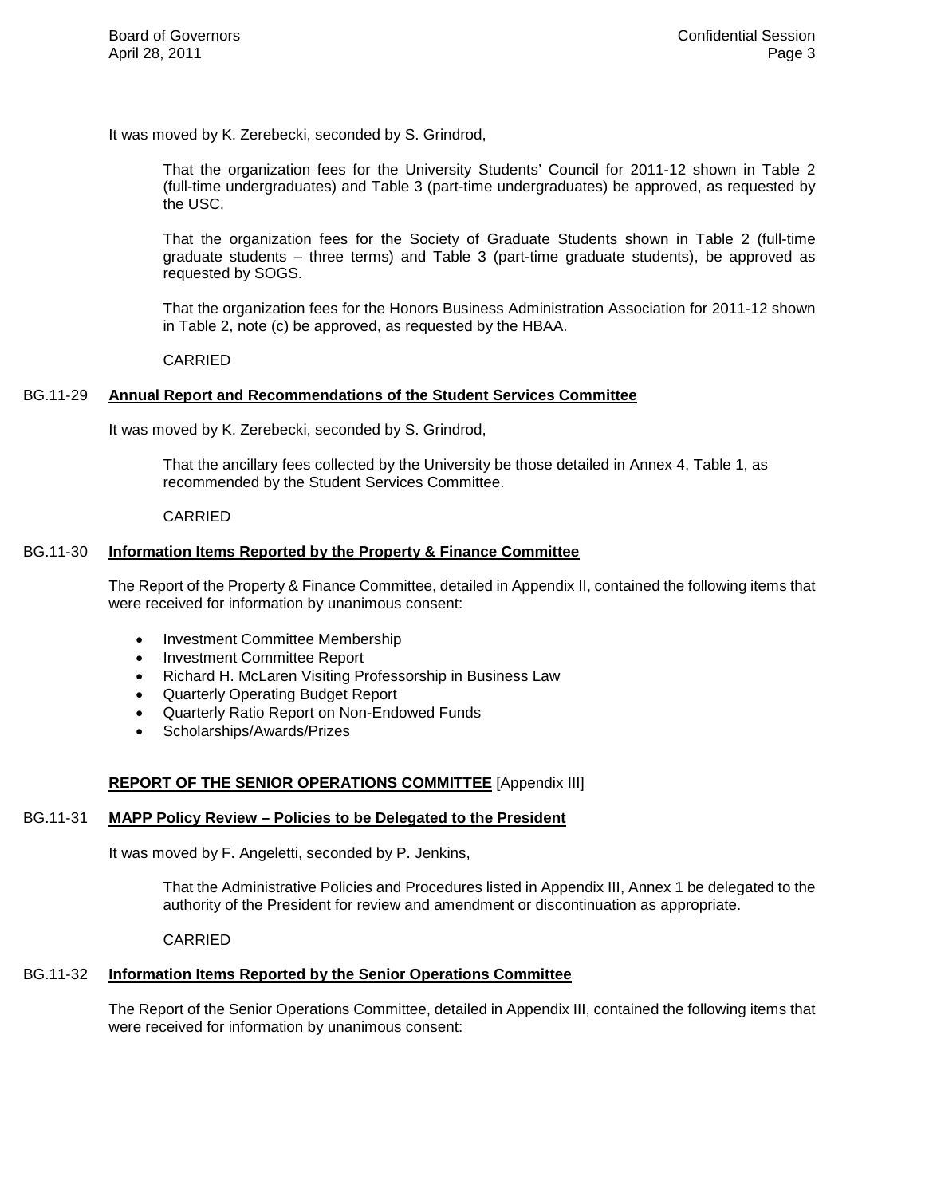It was moved by K. Zerebecki, seconded by S. Grindrod,

> That the organization fees for the University Students' Council for 2011-12 shown in Table 2 (full-time undergraduates) and Table 3 (part-time undergraduates) be approved, as requested by the USC.
>
> That the organization fees for the Society of Graduate Students shown in Table 2 (full-time graduate students – three terms) and Table 3 (part-time graduate students), be approved as requested by SOGS.
>
> That the organization fees for the Honors Business Administration Association for 2011-12 shown in Table 2, note (c) be approved, as requested by the HBAA.
>
> CARRIED

BG.11-29 **Annual Report and Recommendations of the Student Services Committee**

It was moved by K. Zerebecki, seconded by S. Grindrod,

> That the ancillary fees collected by the University be those detailed in Annex 4, Table 1, as recommended by the Student Services Committee.
>
> CARRIED

BG.11-30 **Information Items Reported by the Property & Finance Committee**

The Report of the Property & Finance Committee, detailed in Appendix II, contained the following items that were received for information by unanimous consent:

- Investment Committee Membership
- Investment Committee Report
- Richard H. McLaren Visiting Professorship in Business Law
- Quarterly Operating Budget Report
- Quarterly Ratio Report on Non-Endowed Funds
- Scholarships/Awards/Prizes

**REPORT OF THE SENIOR OPERATIONS COMMITTEE** [Appendix III]

BG.11-31 **MAPP Policy Review – Policies to be Delegated to the President**

It was moved by F. Angeletti, seconded by P. Jenkins,

> That the Administrative Policies and Procedures listed in Appendix III, Annex 1 be delegated to the authority of the President for review and amendment or discontinuation as appropriate.
>
> CARRIED

BG.11-32 **Information Items Reported by the Senior Operations Committee**

The Report of the Senior Operations Committee, detailed in Appendix III, contained the following items that were received for information by unanimous consent: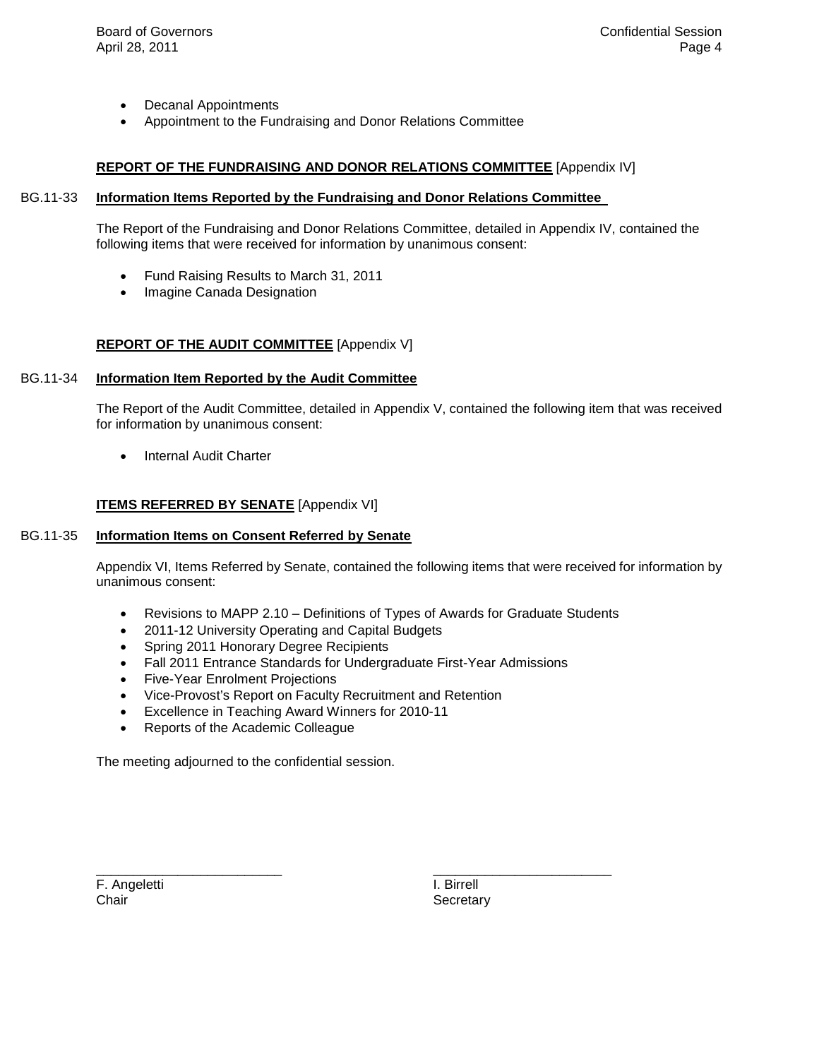- Decanal Appointments
- Appointment to the Fundraising and Donor Relations Committee

**REPORT OF THE FUNDRAISING AND DONOR RELATIONS COMMITTEE** [Appendix IV]

BG.11-33 **Information Items Reported by the Fundraising and Donor Relations Committee**

The Report of the Fundraising and Donor Relations Committee, detailed in Appendix IV, contained the following items that were received for information by unanimous consent:

- Fund Raising Results to March 31, 2011
- Imagine Canada Designation

**REPORT OF THE AUDIT COMMITTEE** [Appendix V]

BG.11-34 **Information Item Reported by the Audit Committee**

The Report of the Audit Committee, detailed in Appendix V, contained the following item that was received for information by unanimous consent:

- Internal Audit Charter

**ITEMS REFERRED BY SENATE** [Appendix VI]

BG.11-35 **Information Items on Consent Referred by Senate**

Appendix VI, Items Referred by Senate, contained the following items that were received for information by unanimous consent:

- Revisions to MAPP 2.10 – Definitions of Types of Awards for Graduate Students
- 2011-12 University Operating and Capital Budgets
- Spring 2011 Honorary Degree Recipients
- Fall 2011 Entrance Standards for Undergraduate First-Year Admissions
- Five-Year Enrolment Projections
- Vice-Provost's Report on Faculty Recruitment and Retention
- Excellence in Teaching Award Winners for 2010-11
- Reports of the Academic Colleague

The meeting adjourned to the confidential session.

_________________________ 
F. Angeletti 
Chair

_________________________ 
I. Birrell 
Secretary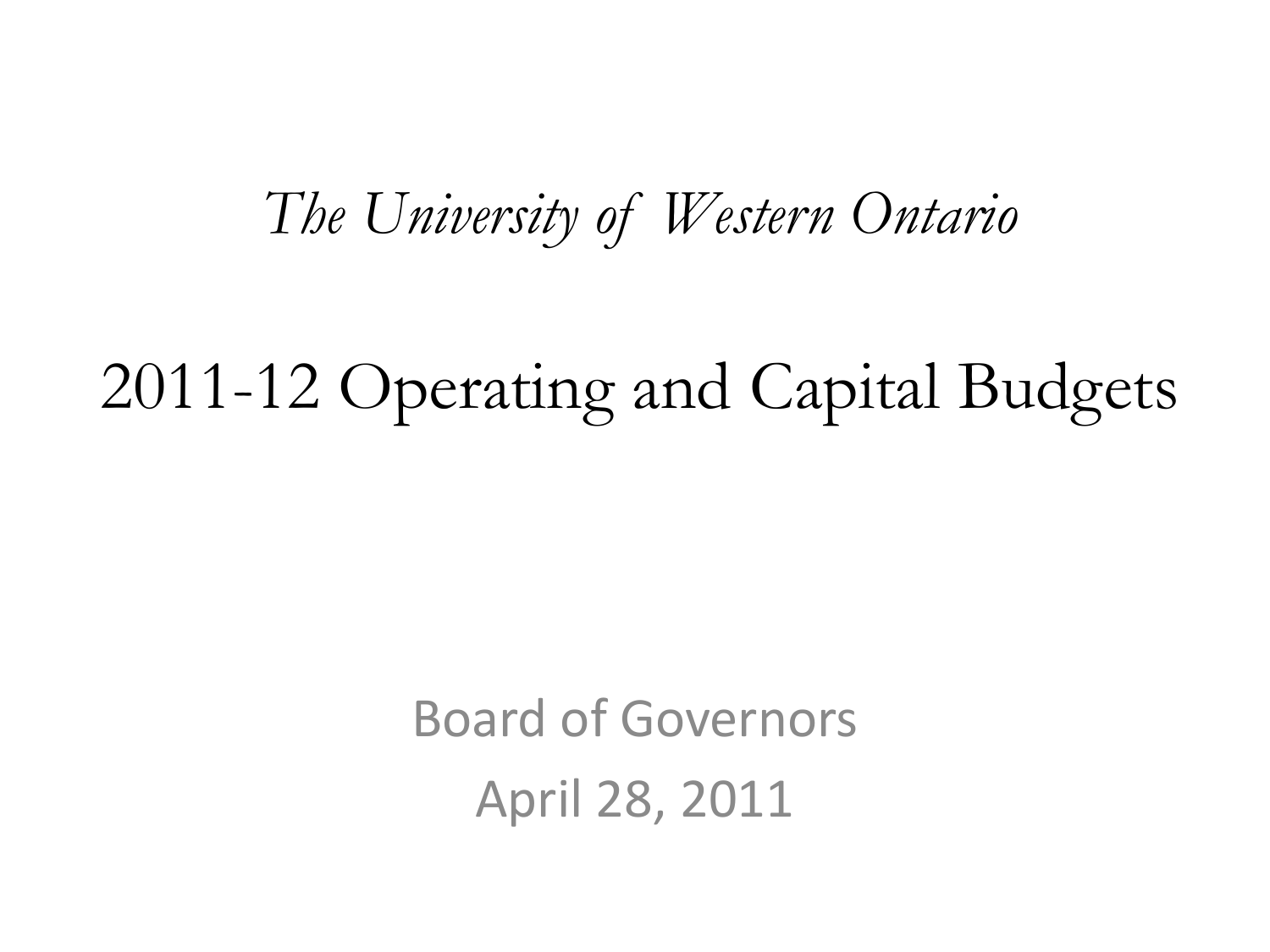*The University of Western Ontario*

# 2011-12 Operating and Capital Budgets

Board of Governors

April 28, 2011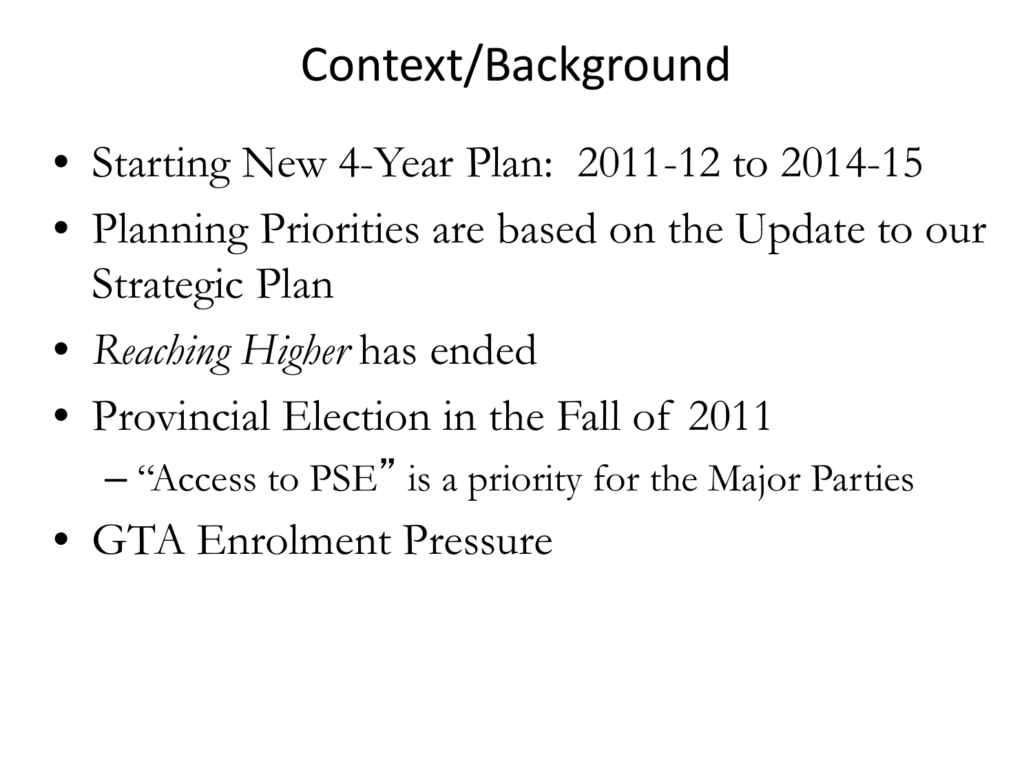# Context/Background

- Starting New 4-Year Plan: 2011-12 to 2014-15
- Planning Priorities are based on the Update to our Strategic Plan
- *Reaching Higher* has ended
- Provincial Election in the Fall of 2011
  - "Access to PSE" is a priority for the Major Parties
- GTA Enrolment Pressure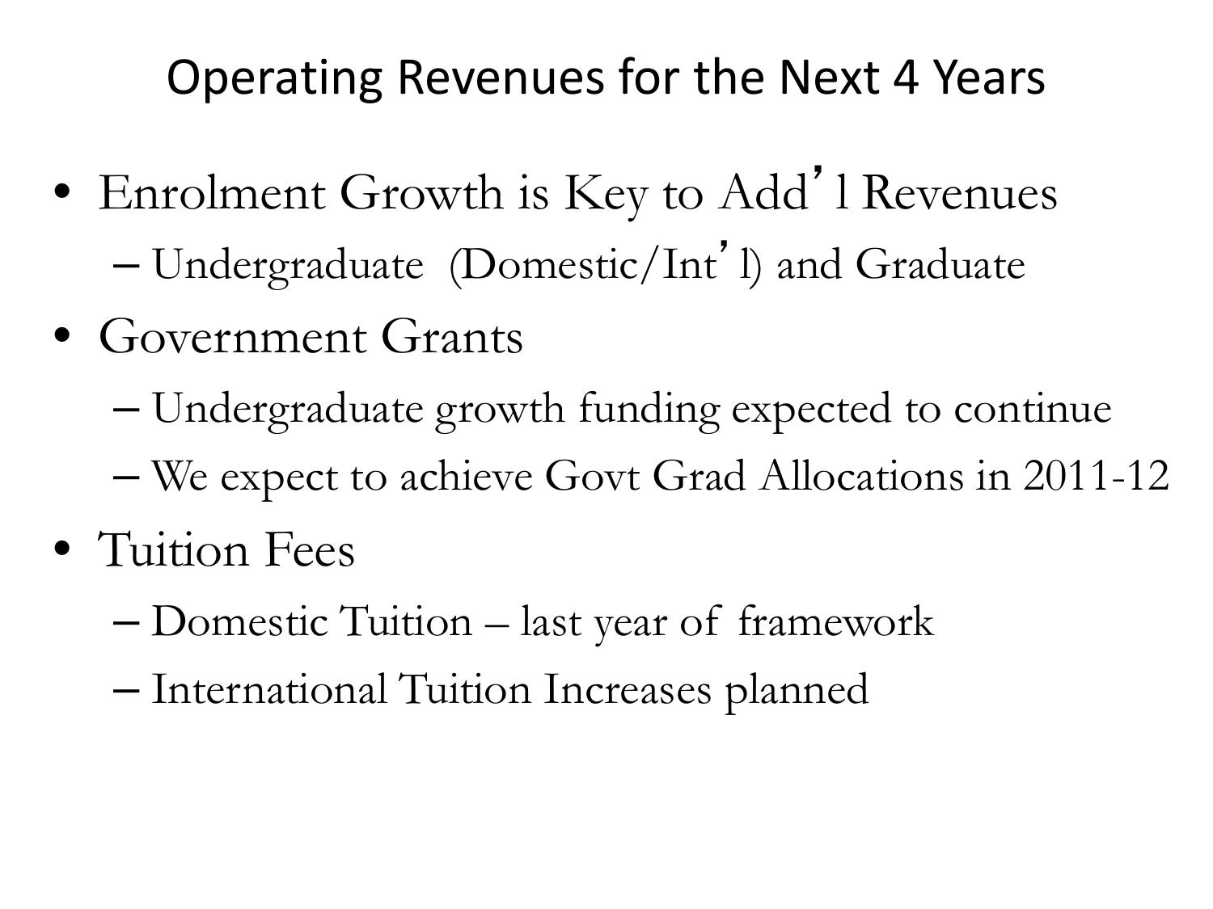# Operating Revenues for the Next 4 Years

- Enrolment Growth is Key to Add'l Revenues
  - Undergraduate (Domestic/Int'l) and Graduate
- Government Grants
  - Undergraduate growth funding expected to continue
  - We expect to achieve Govt Grad Allocations in 2011-12
- Tuition Fees
  - Domestic Tuition – last year of framework
  - International Tuition Increases planned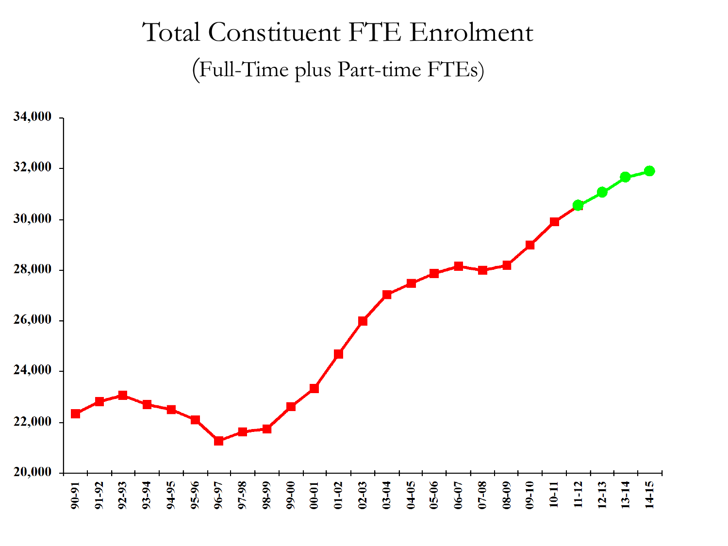# Total Constituent FTE Enrolment

(Full-Time plus Part-time FTEs)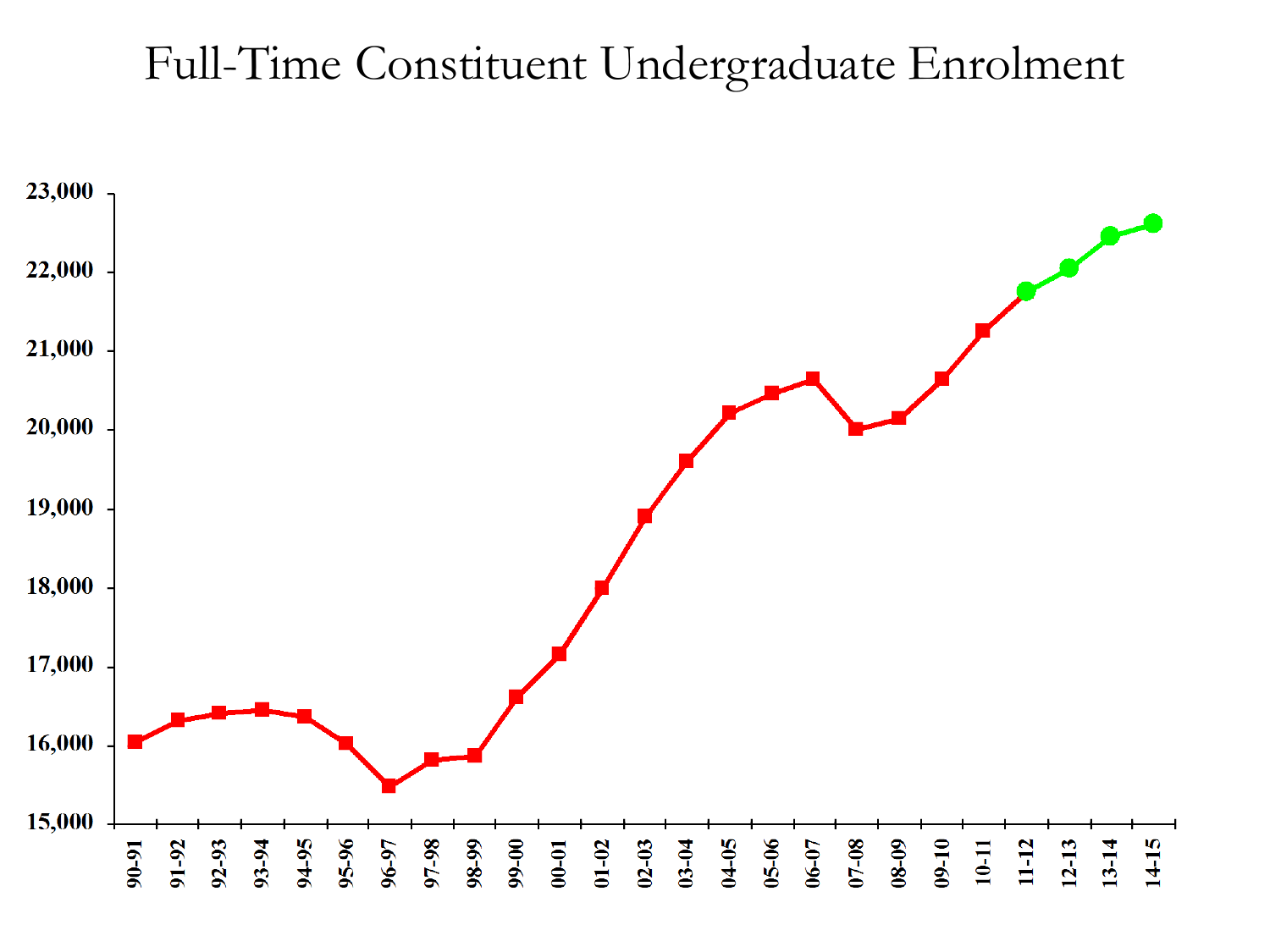# Full-Time Constituent Undergraduate Enrolment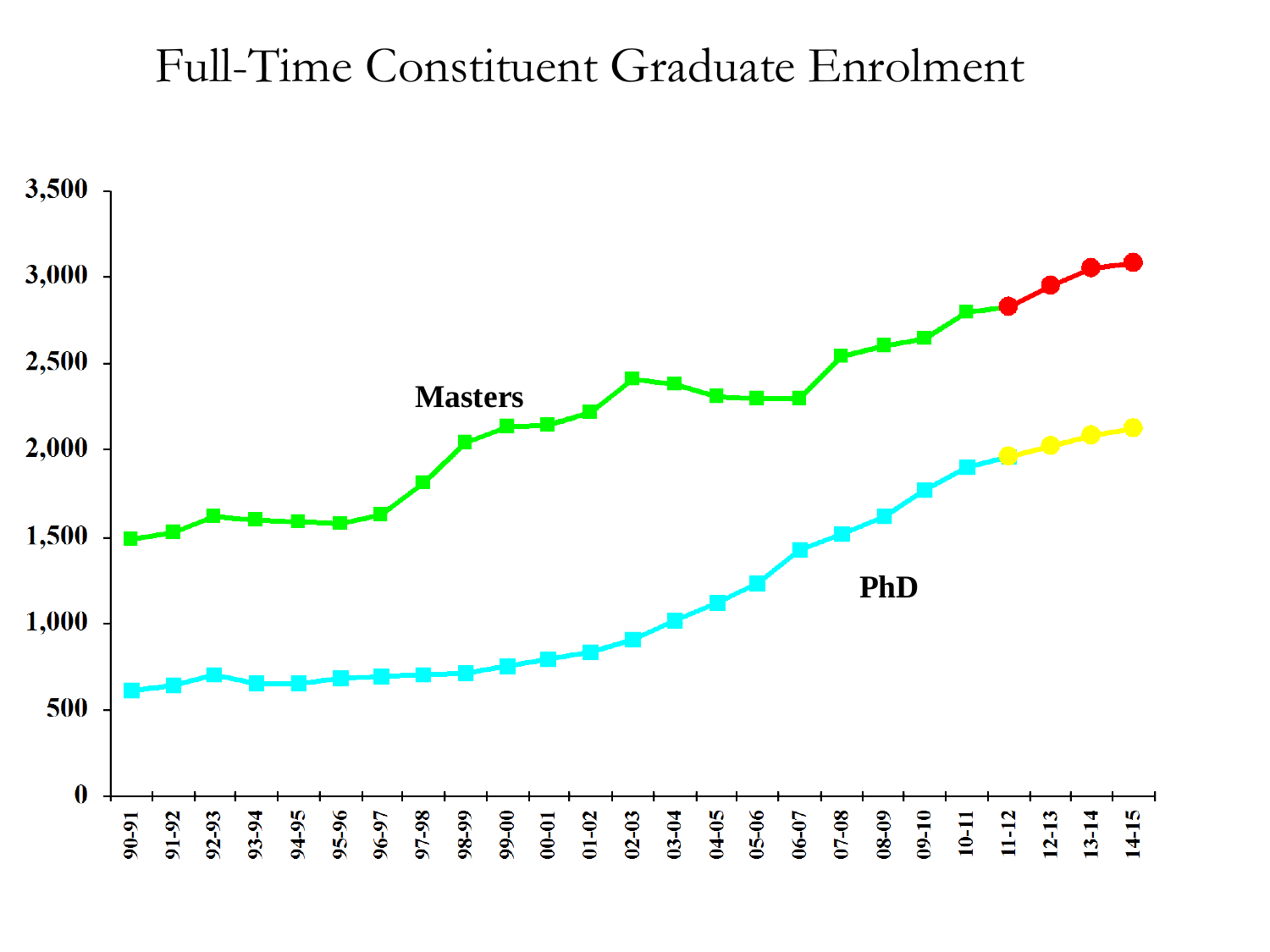# Full-Time Constituent Graduate Enrolment

3,500
3,000
2,500
2,000
1,500
1,000
500
0

Masters

PhD

90-91 91-92 92-93 93-94 94-95 95-96 96-97 97-98 98-99 99-00 00-01 01-02 02-03 03-04 04-05 05-06 06-07 07-08 08-09 09-10 10-11 11-12 12-13 13-14 14-15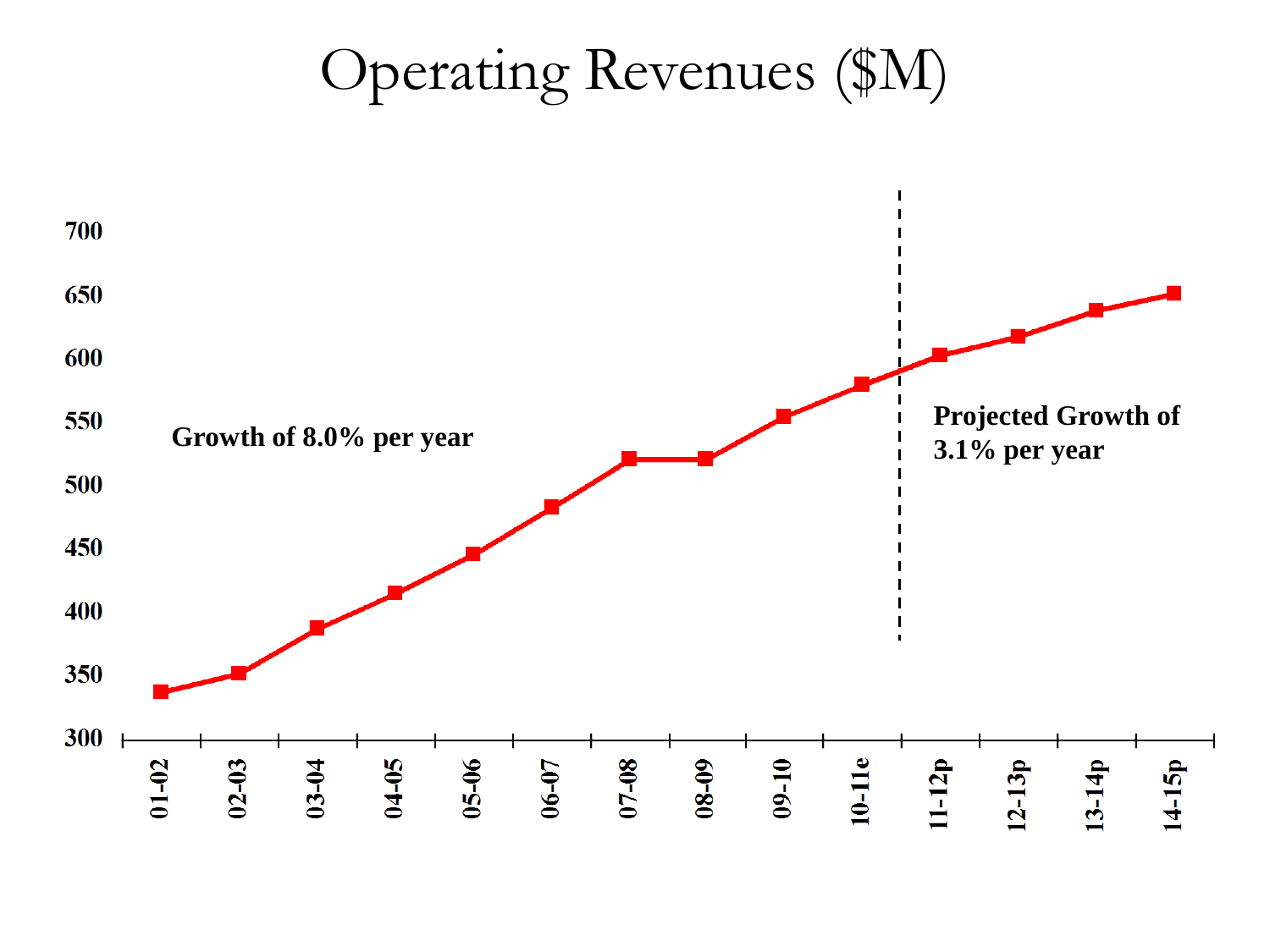# Operating Revenues ($M)

Growth of 8.0% per year

Projected Growth of 3.1% per year

700
650
600
550
500
450
400
350
300

01-02 02-03 03-04 04-05 05-06 06-07 07-08 08-09 09-10 10-11e 11-12p 12-13p 13-14p 14-15p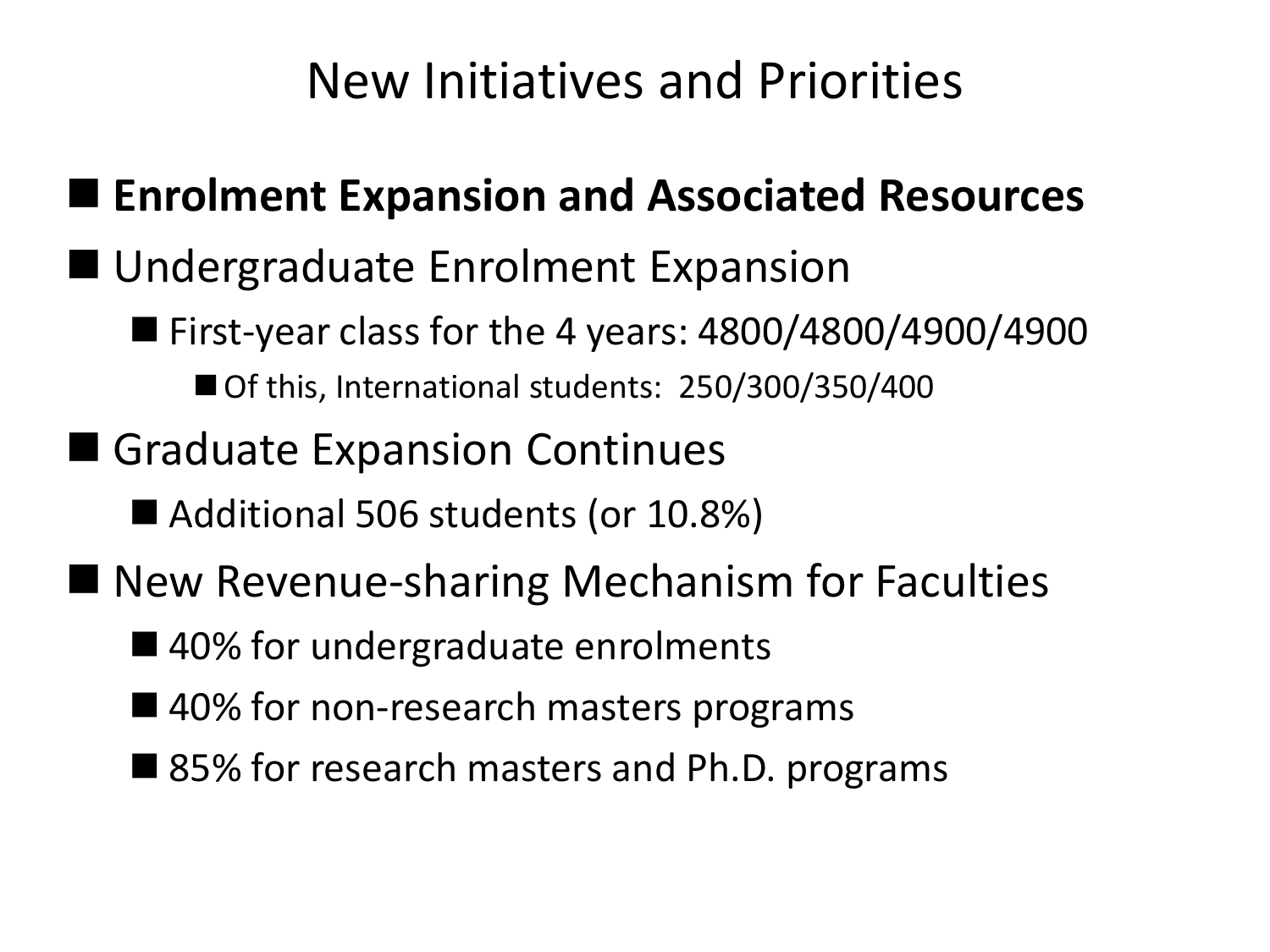# New Initiatives and Priorities

- **Enrolment Expansion and Associated Resources**
- Undergraduate Enrolment Expansion
  - First-year class for the 4 years: 4800/4800/4900/4900
    - Of this, International students: 250/300/350/400
- Graduate Expansion Continues
  - Additional 506 students (or 10.8%)
- New Revenue-sharing Mechanism for Faculties
  - 40% for undergraduate enrolments
  - 40% for non-research masters programs
  - 85% for research masters and Ph.D. programs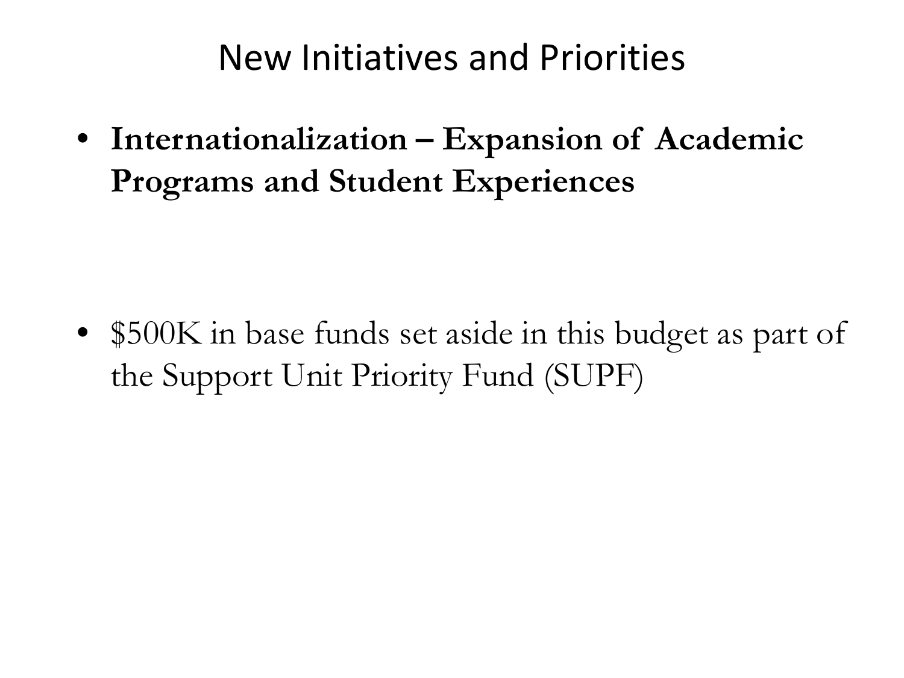# New Initiatives and Priorities

- **Internationalization – Expansion of Academic Programs and Student Experiences**

- $500K in base funds set aside in this budget as part of the Support Unit Priority Fund (SUPF)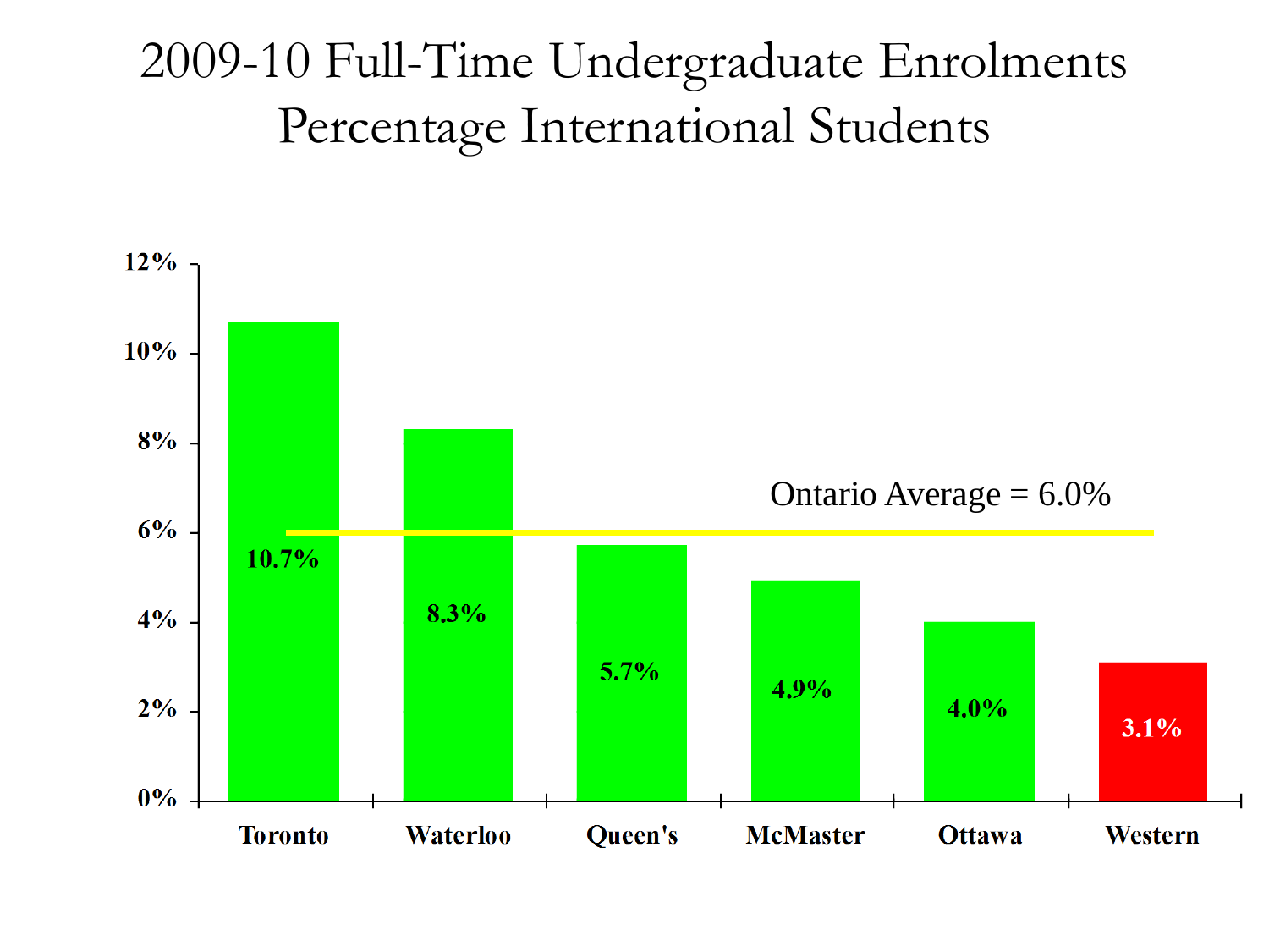# 2009-10 Full-Time Undergraduate Enrolments
# Percentage International Students

| University | Percentage International Students |
| --- | --- |
| Toronto | 10.7% |
| Waterloo | 8.3% |
| Queen's | 5.7% |
| McMaster | 4.9% |
| Ottawa | 4.0% |
| Western | 3.1% |

Ontario Average = 6.0%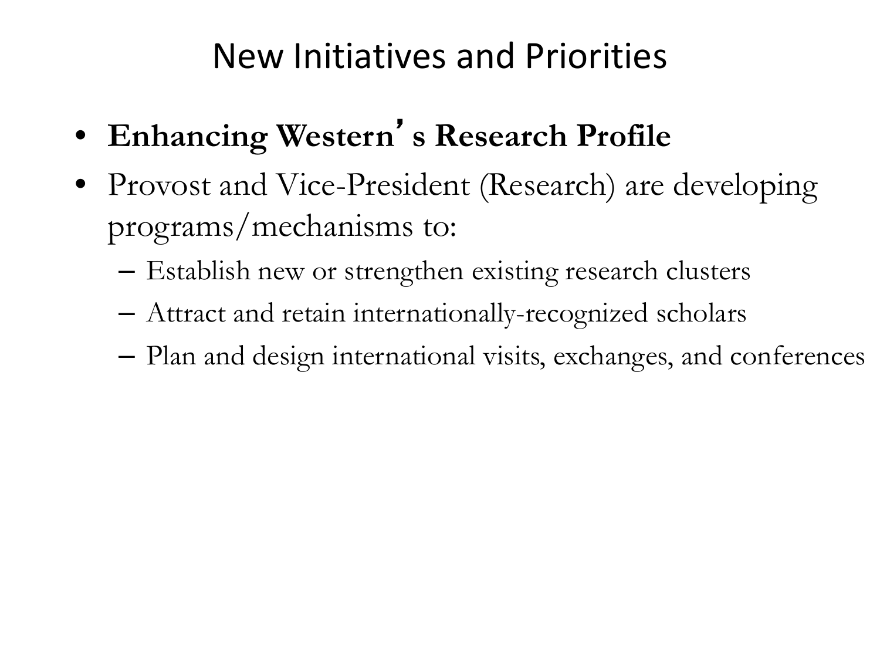# New Initiatives and Priorities

- **Enhancing Western's Research Profile**
- Provost and Vice-President (Research) are developing programs/mechanisms to:
  - Establish new or strengthen existing research clusters
  - Attract and retain internationally-recognized scholars
  - Plan and design international visits, exchanges, and conferences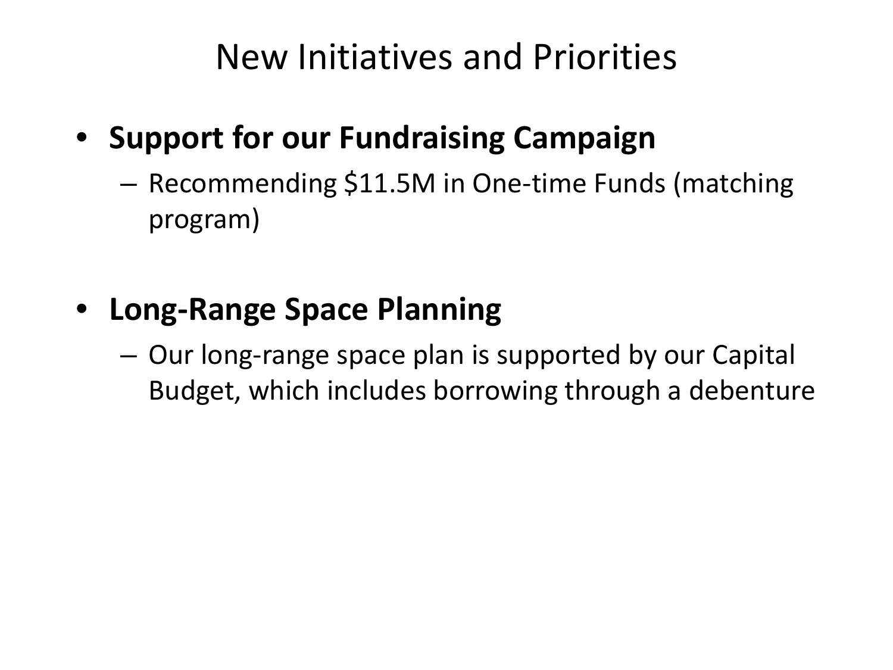# New Initiatives and Priorities

- **Support for our Fundraising Campaign**
  - Recommending $11.5M in One-time Funds (matching program)

- **Long-Range Space Planning**
  - Our long-range space plan is supported by our Capital Budget, which includes borrowing through a debenture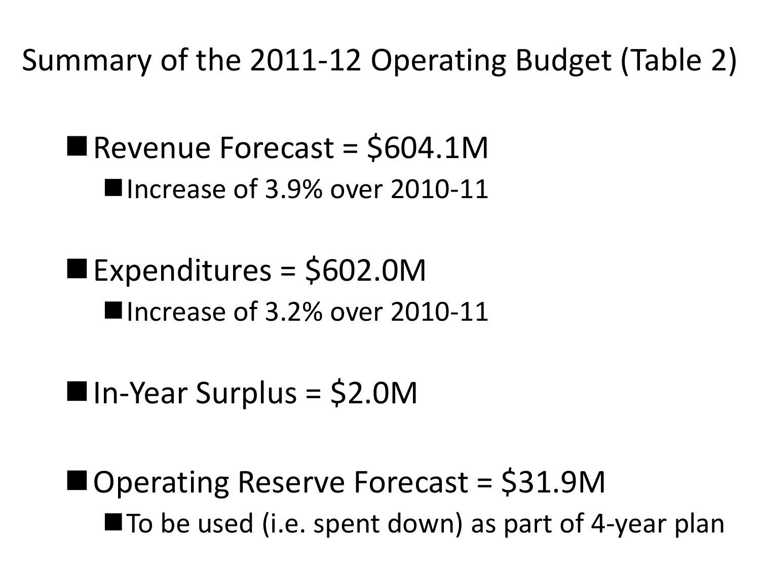# Summary of the 2011-12 Operating Budget (Table 2)

- Revenue Forecast = $604.1M
  - Increase of 3.9% over 2010-11
- Expenditures = $602.0M
  - Increase of 3.2% over 2010-11
- In-Year Surplus = $2.0M
- Operating Reserve Forecast = $31.9M
  - To be used (i.e. spent down) as part of 4-year plan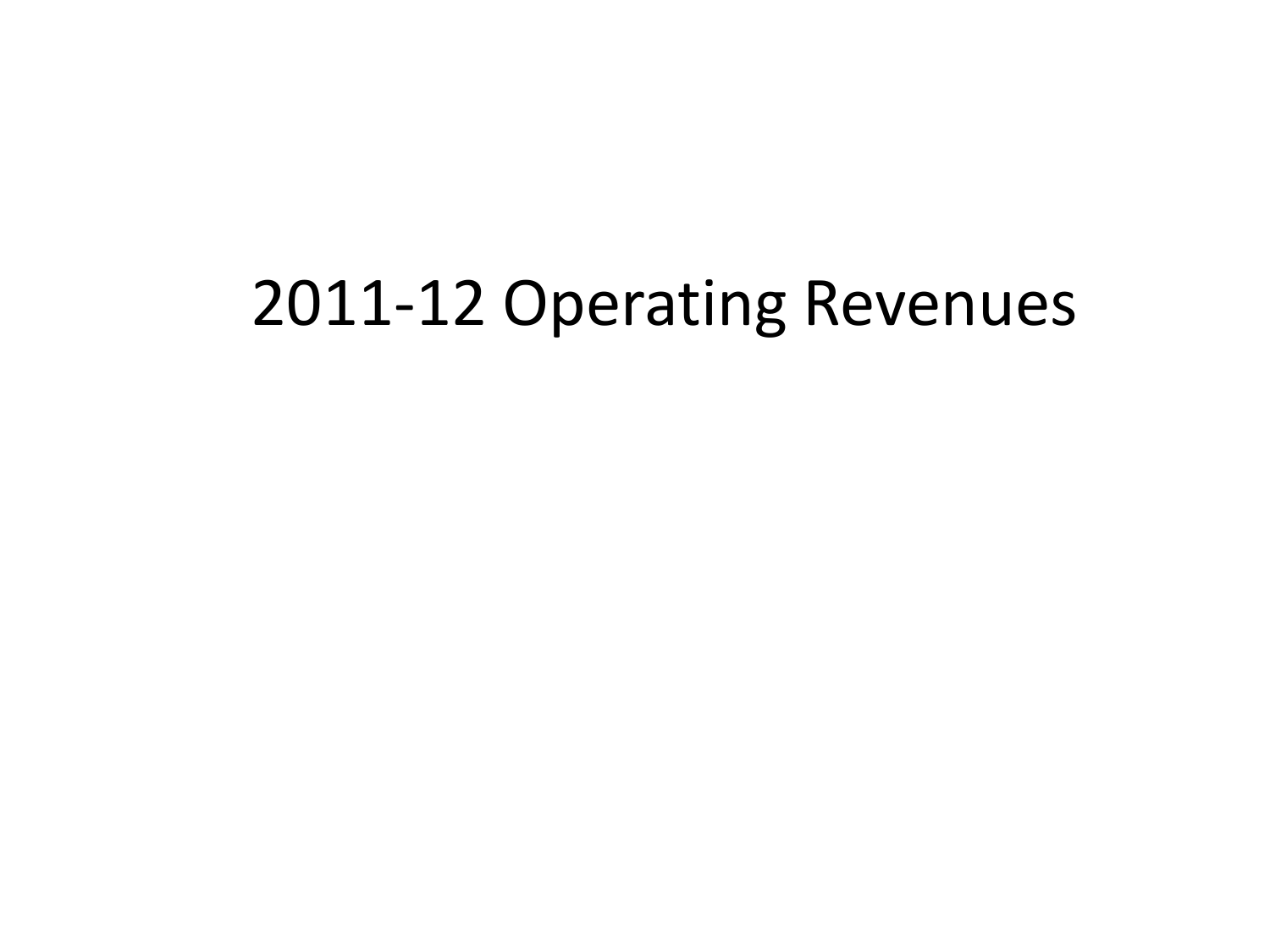# 2011-12 Operating Revenues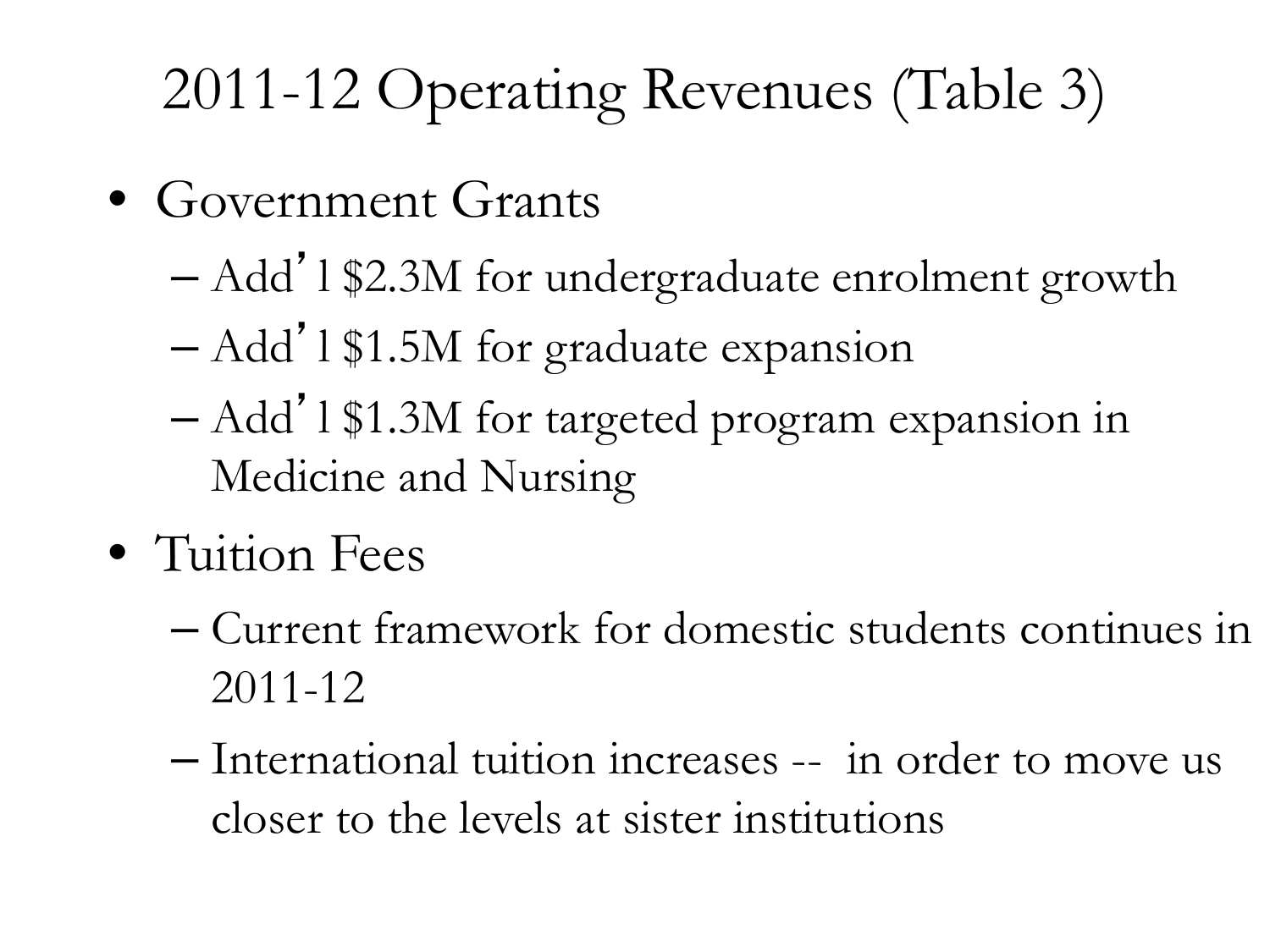# 2011-12 Operating Revenues (Table 3)

- Government Grants
  - Add'l $2.3M for undergraduate enrolment growth
  - Add'l $1.5M for graduate expansion
  - Add'l $1.3M for targeted program expansion in Medicine and Nursing
- Tuition Fees
  - Current framework for domestic students continues in 2011-12
  - International tuition increases -- in order to move us closer to the levels at sister institutions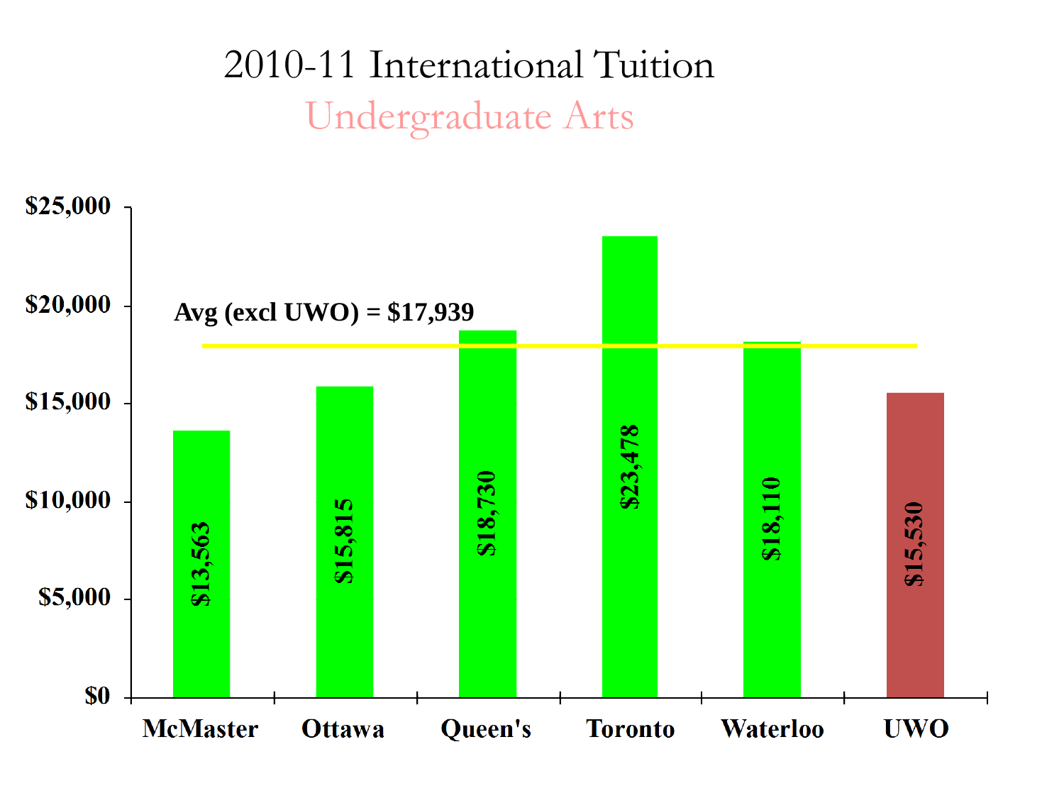# 2010-11 International Tuition

## Undergraduate Arts

Avg (excl UWO) = $17,939

| Institution | Tuition |
| --- | --- |
| McMaster | $13,563 |
| Ottawa | $15,815 |
| Queen's | $18,730 |
| Toronto | $23,478 |
| Waterloo | $18,110 |
| UWO | $15,530 |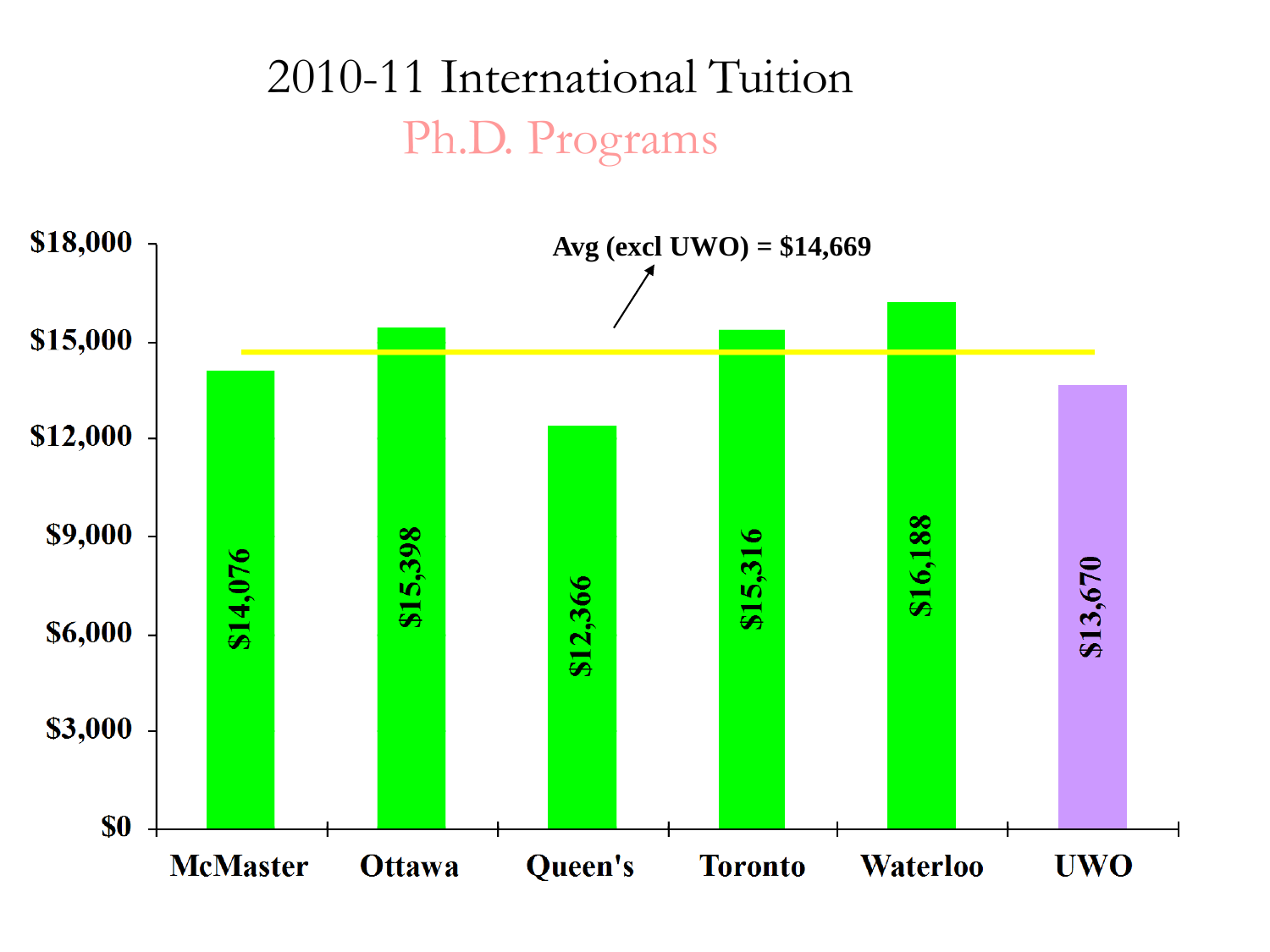# 2010-11 International Tuition

## Ph.D. Programs

Avg (excl UWO) = $14,669

| University | Tuition |
|---|---|
| McMaster | $14,076 |
| Ottawa | $15,398 |
| Queen's | $12,366 |
| Toronto | $15,316 |
| Waterloo | $16,188 |
| UWO | $13,670 |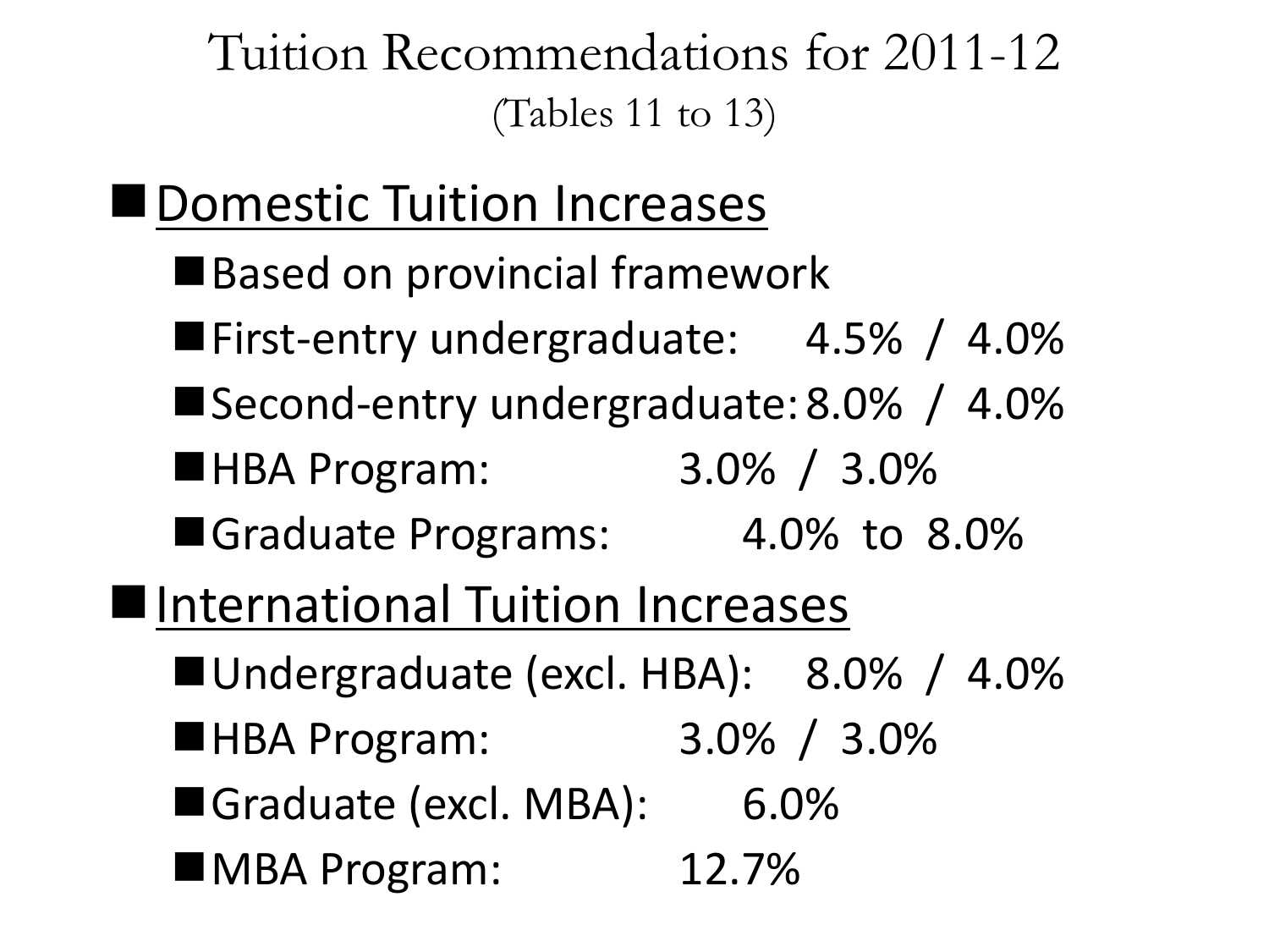# Tuition Recommendations for 2011-12

(Tables 11 to 13)

- Domestic Tuition Increases
  - Based on provincial framework
  - First-entry undergraduate: 4.5% / 4.0%
  - Second-entry undergraduate: 8.0% / 4.0%
  - HBA Program: 3.0% / 3.0%
  - Graduate Programs: 4.0% to 8.0%
- International Tuition Increases
  - Undergraduate (excl. HBA): 8.0% / 4.0%
  - HBA Program: 3.0% / 3.0%
  - Graduate (excl. MBA): 6.0%
  - MBA Program: 12.7%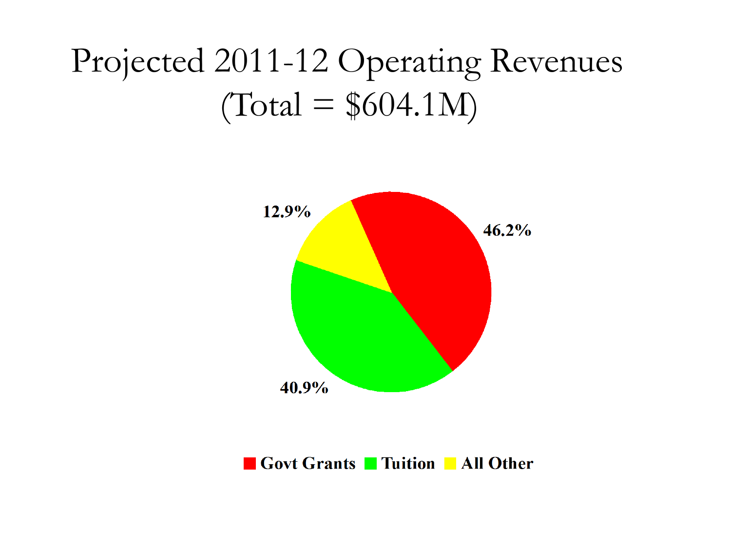# Projected 2011-12 Operating Revenues (Total = $604.1M)

| Category | Share |
|---|---|
| Govt Grants | 46.2% |
| Tuition | 40.9% |
| All Other | 12.9% |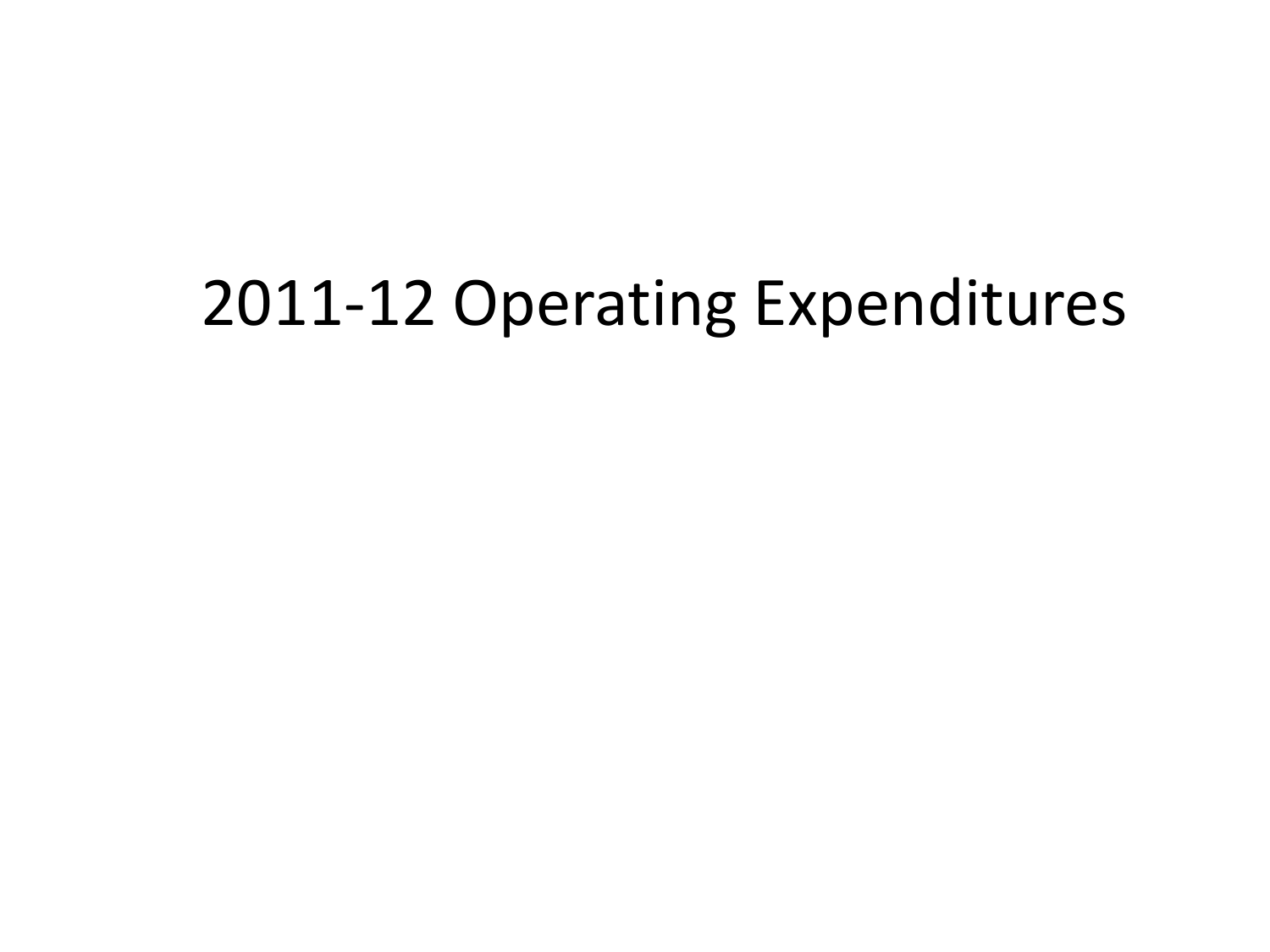# 2011-12 Operating Expenditures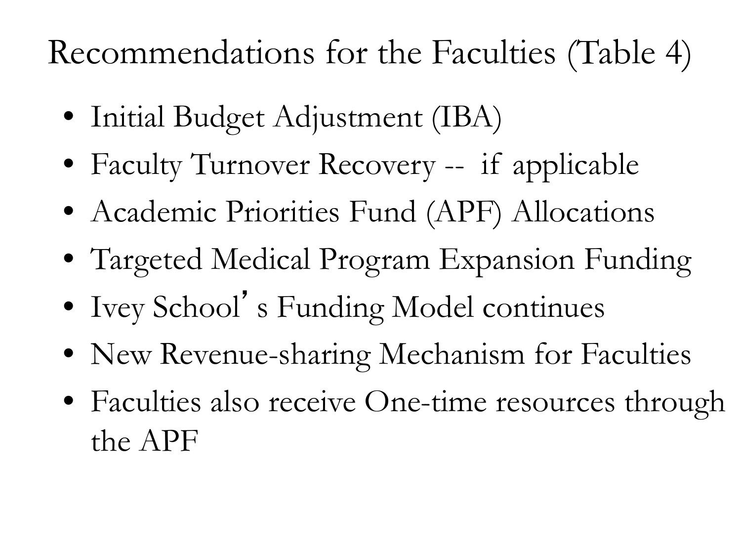# Recommendations for the Faculties (Table 4)

- Initial Budget Adjustment (IBA)
- Faculty Turnover Recovery -- if applicable
- Academic Priorities Fund (APF) Allocations
- Targeted Medical Program Expansion Funding
- Ivey School's Funding Model continues
- New Revenue-sharing Mechanism for Faculties
- Faculties also receive One-time resources through the APF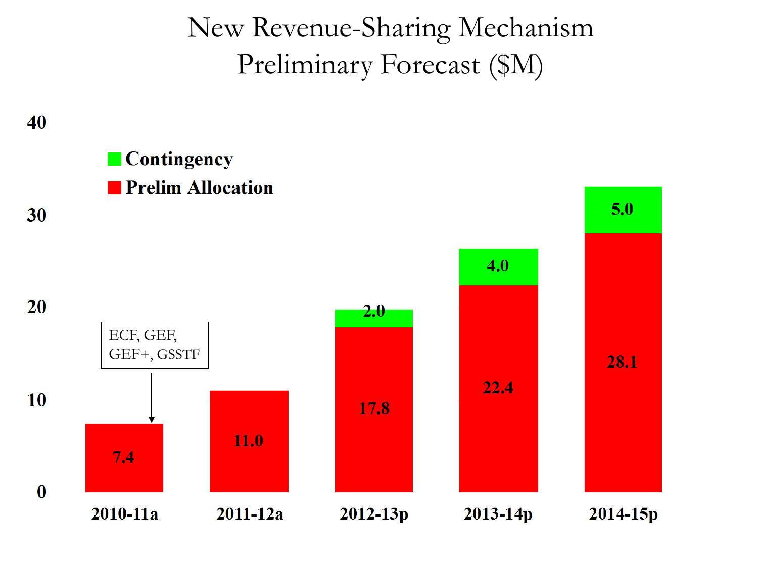# New Revenue-Sharing Mechanism
# Preliminary Forecast ($M)

| Year | Prelim Allocation | Contingency |
|---|---|---|
| 2010-11a | 7.4 | |
| 2011-12a | 11.0 | |
| 2012-13p | 17.8 | 2.0 |
| 2013-14p | 22.4 | 4.0 |
| 2014-15p | 28.1 | 5.0 |

Note (2010-11a): ECF, GEF, GEF+, GSSTF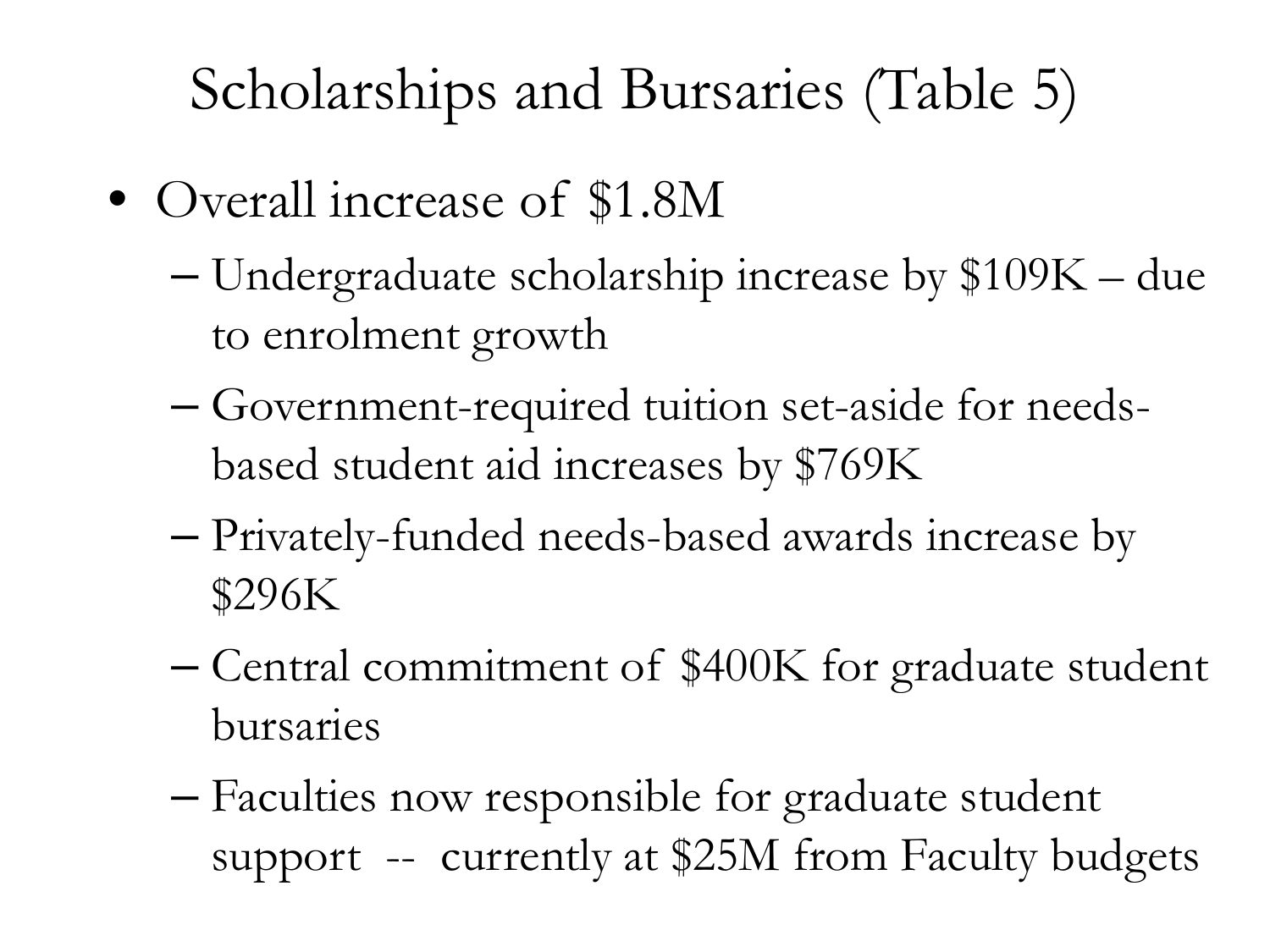# Scholarships and Bursaries (Table 5)

- Overall increase of $1.8M
  - Undergraduate scholarship increase by $109K – due to enrolment growth
  - Government-required tuition set-aside for needs-based student aid increases by $769K
  - Privately-funded needs-based awards increase by $296K
  - Central commitment of $400K for graduate student bursaries
  - Faculties now responsible for graduate student support -- currently at $25M from Faculty budgets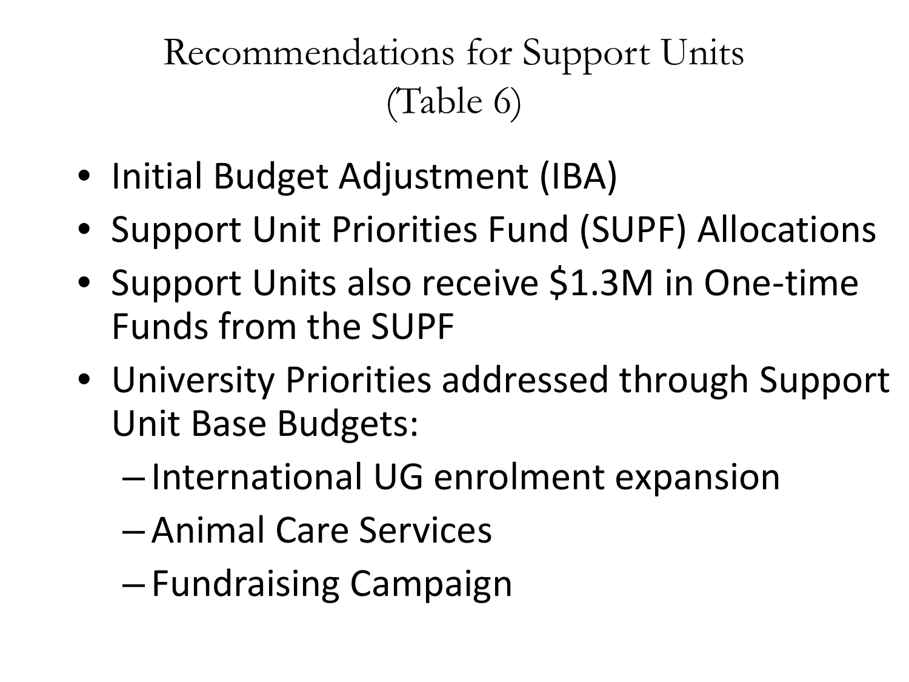# Recommendations for Support Units (Table 6)

- Initial Budget Adjustment (IBA)
- Support Unit Priorities Fund (SUPF) Allocations
- Support Units also receive $1.3M in One-time Funds from the SUPF
- University Priorities addressed through Support Unit Base Budgets:
  - International UG enrolment expansion
  - Animal Care Services
  - Fundraising Campaign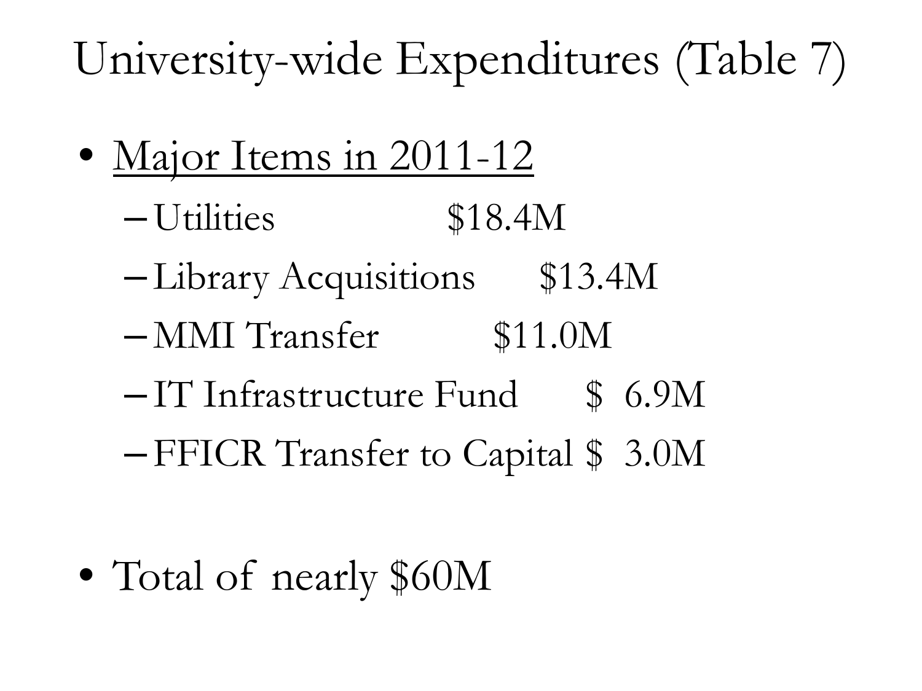# University-wide Expenditures (Table 7)

- <u>Major Items in 2011-12</u>
  - Utilities $18.4M
  - Library Acquisitions $13.4M
  - MMI Transfer $11.0M
  - IT Infrastructure Fund $ 6.9M
  - FFICR Transfer to Capital $ 3.0M

- Total of nearly $60M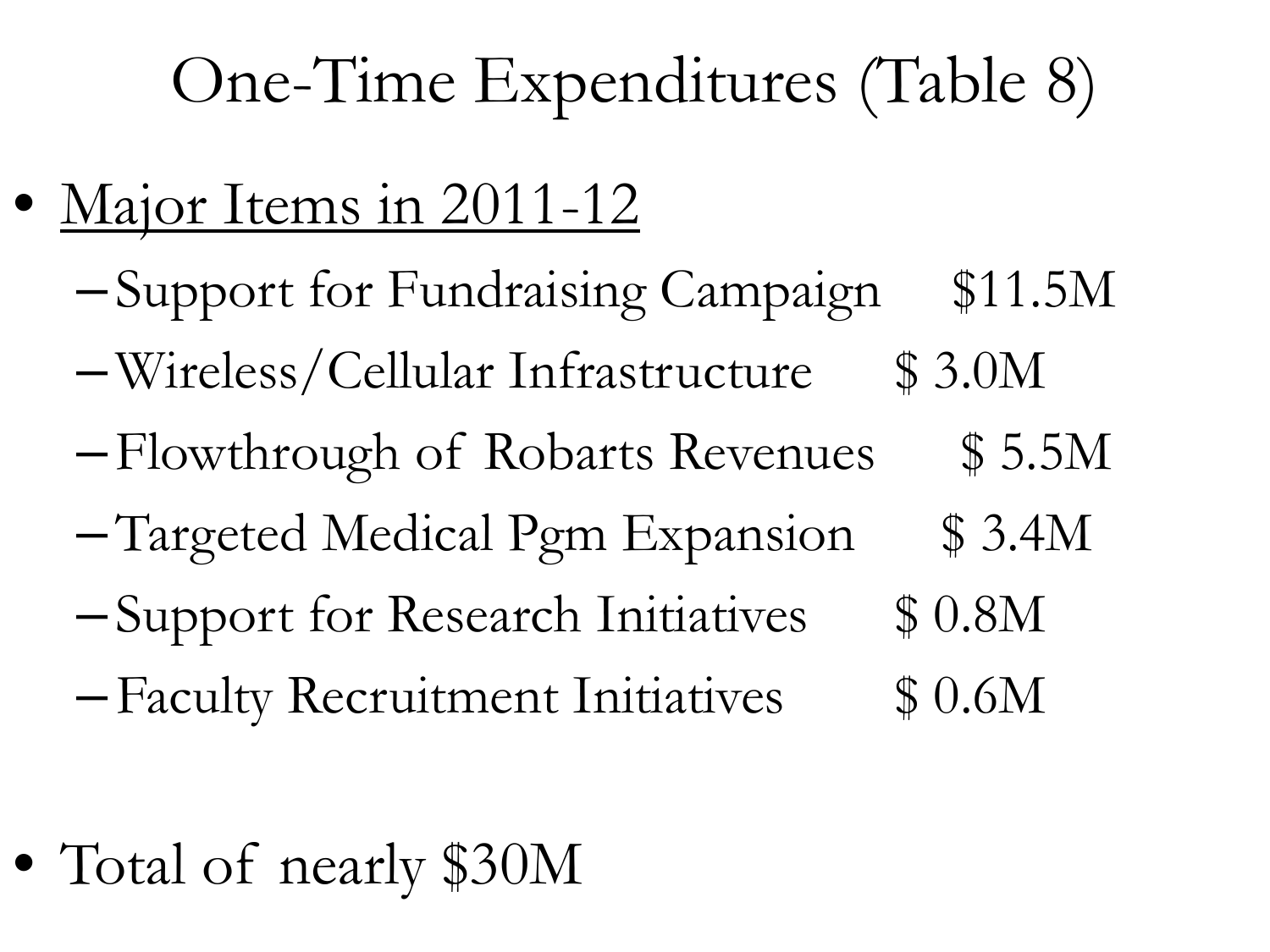# One-Time Expenditures (Table 8)

- Major Items in 2011-12
  - Support for Fundraising Campaign $11.5M
  - Wireless/Cellular Infrastructure $ 3.0M
  - Flowthrough of Robarts Revenues $ 5.5M
  - Targeted Medical Pgm Expansion $ 3.4M
  - Support for Research Initiatives $ 0.8M
  - Faculty Recruitment Initiatives $ 0.6M

- Total of nearly $30M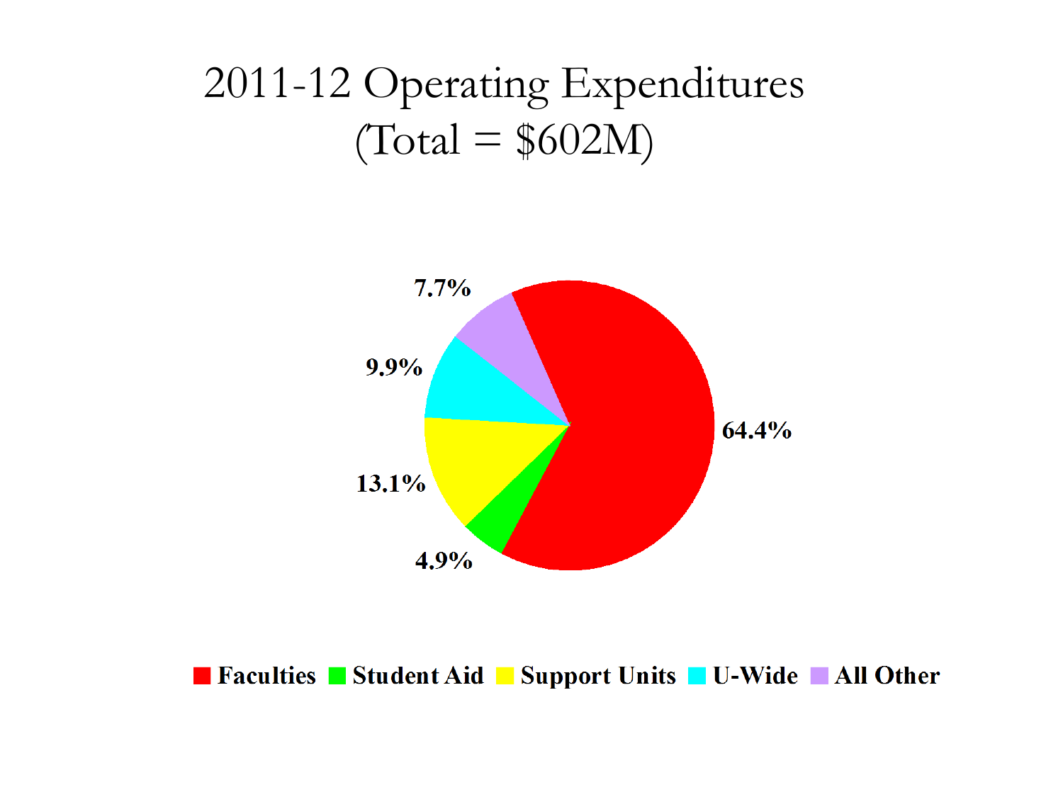# 2011-12 Operating Expenditures (Total = $602M)

| Category | Percentage |
| --- | --- |
| Faculties | 64.4% |
| Student Aid | 4.9% |
| Support Units | 13.1% |
| U-Wide | 9.9% |
| All Other | 7.7% |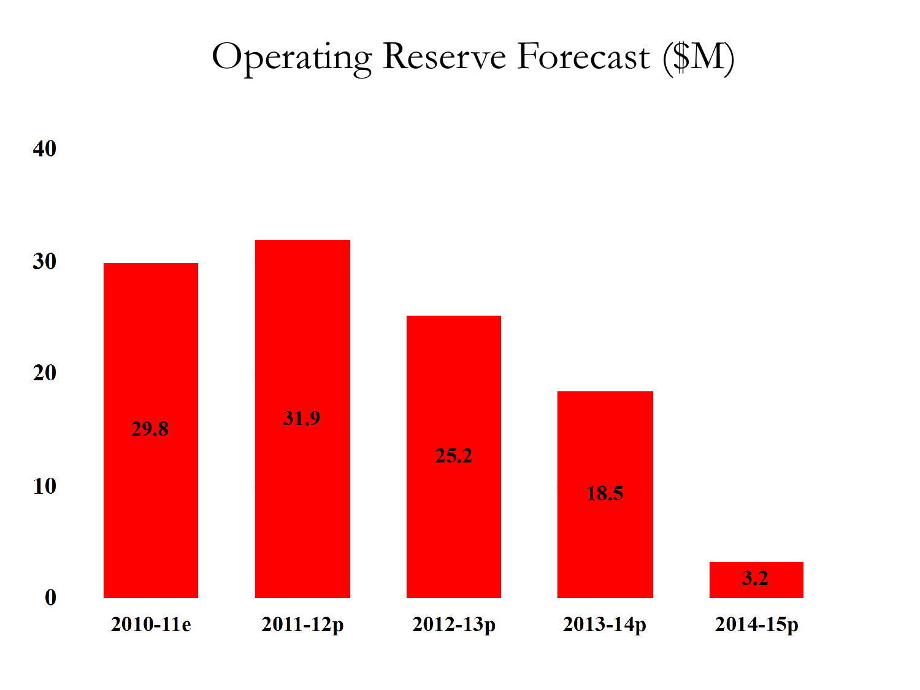# Operating Reserve Forecast ($M)

| Year | Operating Reserve ($M) |
|---|---|
| 2010-11e | 29.8 |
| 2011-12p | 31.9 |
| 2012-13p | 25.2 |
| 2013-14p | 18.5 |
| 2014-15p | 3.2 |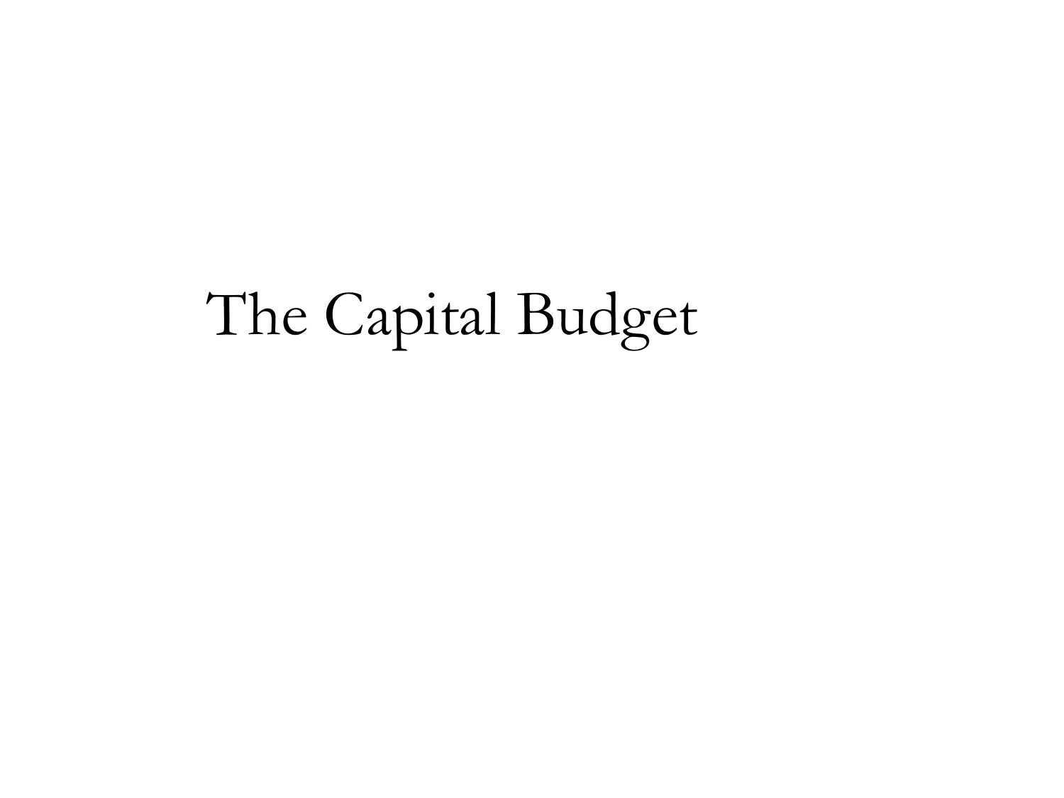# The Capital Budget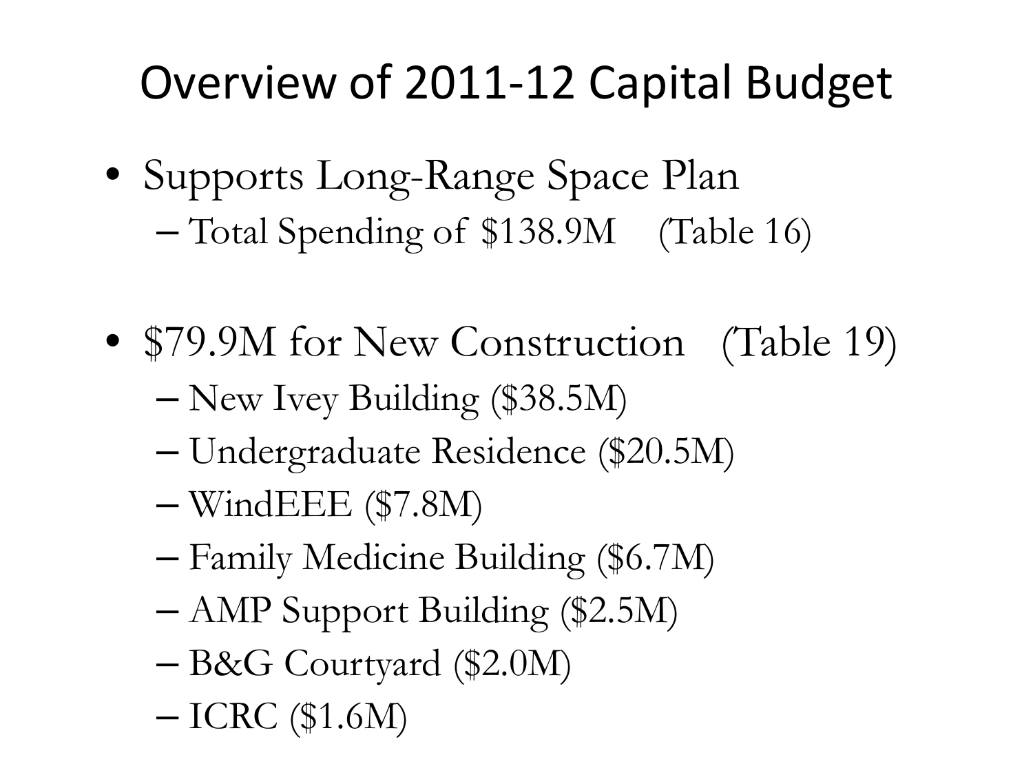# Overview of 2011-12 Capital Budget

- Supports Long-Range Space Plan
  - Total Spending of $138.9M (Table 16)

- $79.9M for New Construction (Table 19)
  - New Ivey Building ($38.5M)
  - Undergraduate Residence ($20.5M)
  - WindEEE ($7.8M)
  - Family Medicine Building ($6.7M)
  - AMP Support Building ($2.5M)
  - B&G Courtyard ($2.0M)
  - ICRC ($1.6M)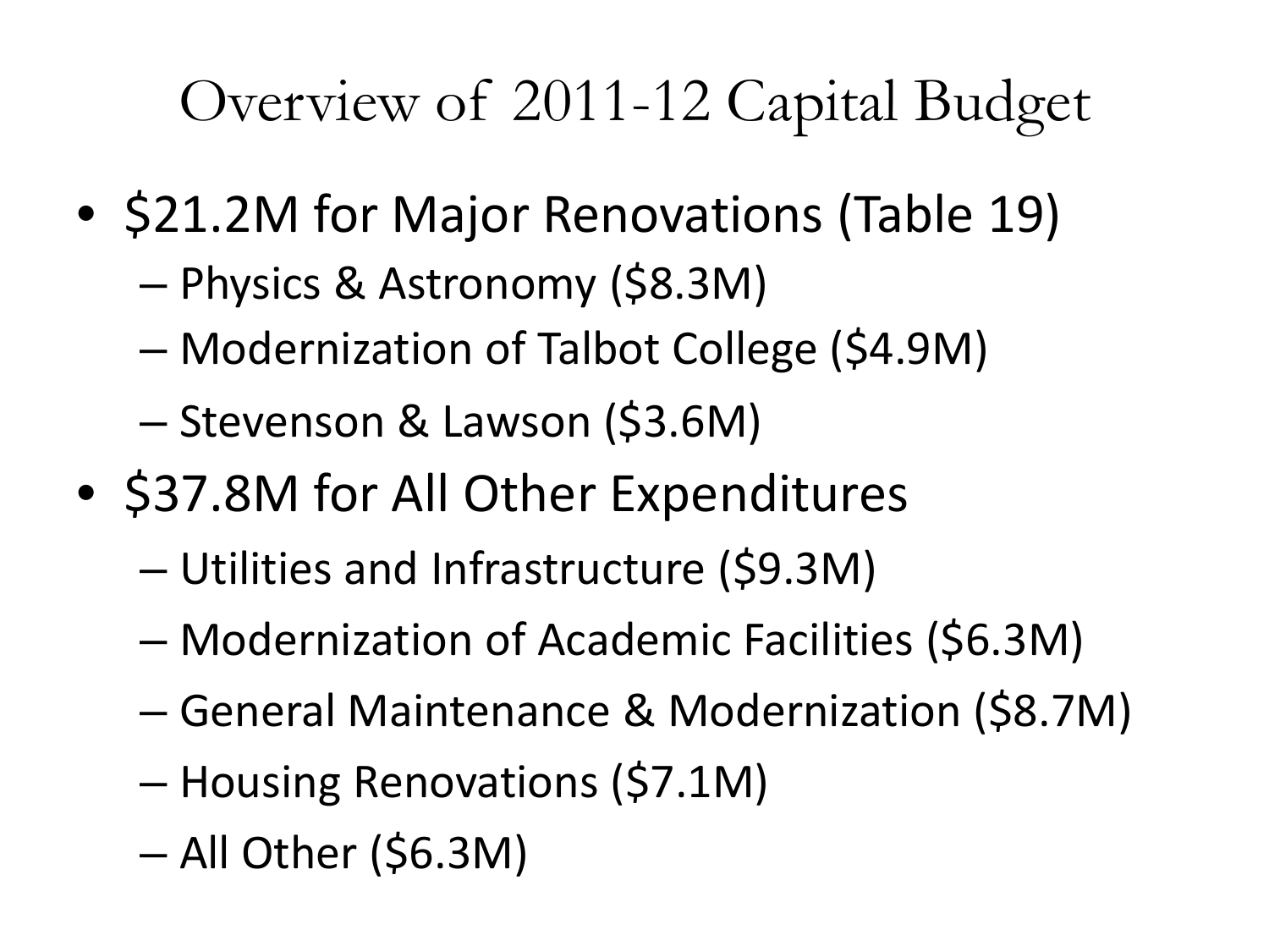# Overview of 2011-12 Capital Budget

- $21.2M for Major Renovations (Table 19)
  - Physics & Astronomy ($8.3M)
  - Modernization of Talbot College ($4.9M)
  - Stevenson & Lawson ($3.6M)
- $37.8M for All Other Expenditures
  - Utilities and Infrastructure ($9.3M)
  - Modernization of Academic Facilities ($6.3M)
  - General Maintenance & Modernization ($8.7M)
  - Housing Renovations ($7.1M)
  - All Other ($6.3M)